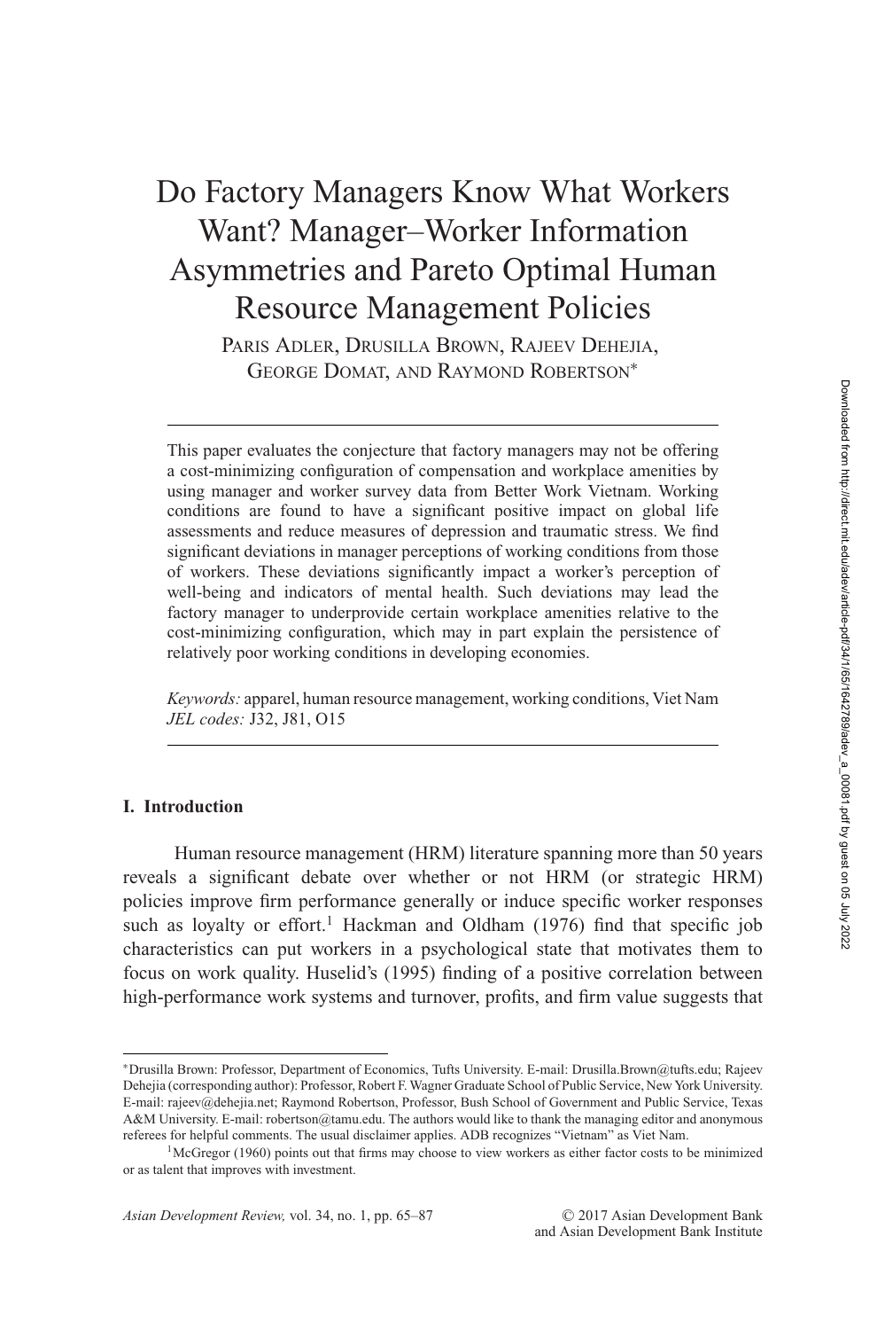# Do Factory Managers Know What Workers Want? Manager–Worker Information Asymmetries and Pareto Optimal Human Resource Management Policies

Paris Adler, Drusilla Brown, Rajeev Dehejia, George Domat, and Raymond Robertson*

---

This paper evaluates the conjecture that factory managers may not be offering a cost-minimizing configuration of compensation and workplace amenities by using manager and worker survey data from Better Work Vietnam. Working conditions are found to have a significant positive impact on global life assessments and reduce measures of depression and traumatic stress. We find significant deviations in manager perceptions of working conditions from those of workers. These deviations significantly impact a worker's perception of well-being and indicators of mental health. Such deviations may lead the factory manager to underprovide certain workplace amenities relative to the cost-minimizing configuration, which may in part explain the persistence of relatively poor working conditions in developing economies.

*Keywords:* apparel, human resource management, working conditions, Viet Nam
*JEL codes:* J32, J81, O15

---

## I. Introduction

Human resource management (HRM) literature spanning more than 50 years reveals a significant debate over whether or not HRM (or strategic HRM) policies improve firm performance generally or induce specific worker responses such as loyalty or effort.[1] Hackman and Oldham (1976) find that specific job characteristics can put workers in a psychological state that motivates them to focus on work quality. Huselid's (1995) finding of a positive correlation between high-performance work systems and turnover, profits, and firm value suggests that

---

*Drusilla Brown: Professor, Department of Economics, Tufts University. E-mail: Drusilla.Brown@tufts.edu; Rajeev Dehejia (corresponding author): Professor, Robert F. Wagner Graduate School of Public Service, New York University. E-mail: rajeev@dehejia.net; Raymond Robertson, Professor, Bush School of Government and Public Service, Texas A&M University. E-mail: robertson@tamu.edu. The authors would like to thank the managing editor and anonymous referees for helpful comments. The usual disclaimer applies. ADB recognizes "Vietnam" as Viet Nam.

[1] McGregor (1960) points out that firms may choose to view workers as either factor costs to be minimized or as talent that improves with investment.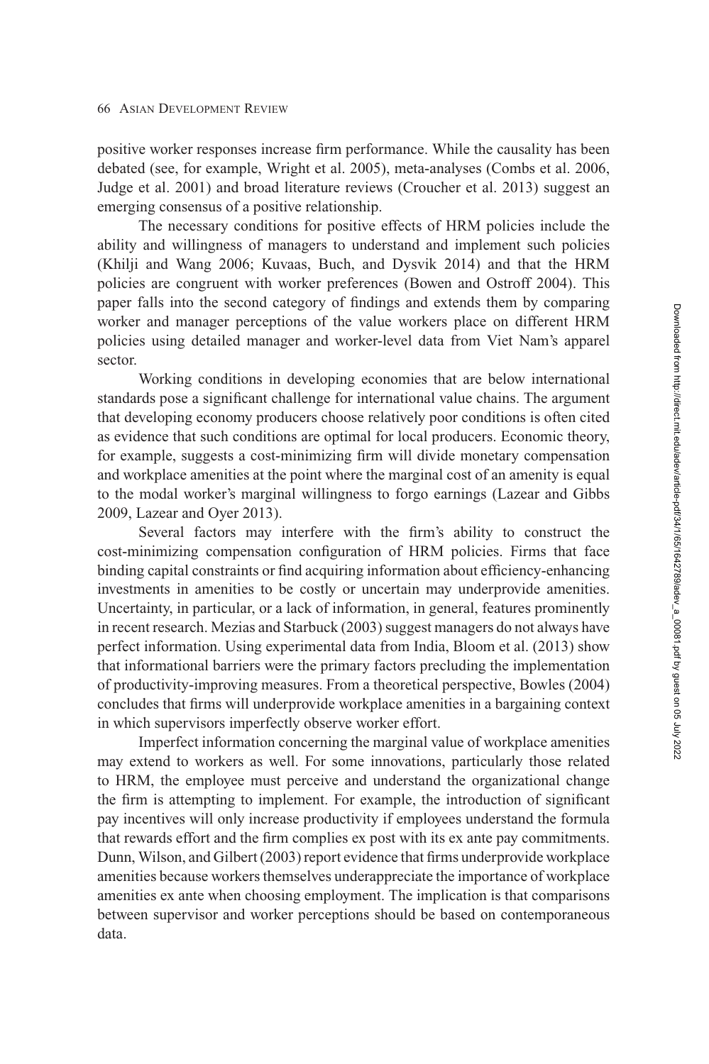positive worker responses increase firm performance. While the causality has been debated (see, for example, Wright et al. 2005), meta-analyses (Combs et al. 2006, Judge et al. 2001) and broad literature reviews (Croucher et al. 2013) suggest an emerging consensus of a positive relationship.

The necessary conditions for positive effects of HRM policies include the ability and willingness of managers to understand and implement such policies (Khilji and Wang 2006; Kuvaas, Buch, and Dysvik 2014) and that the HRM policies are congruent with worker preferences (Bowen and Ostroff 2004). This paper falls into the second category of findings and extends them by comparing worker and manager perceptions of the value workers place on different HRM policies using detailed manager and worker-level data from Viet Nam's apparel sector.

Working conditions in developing economies that are below international standards pose a significant challenge for international value chains. The argument that developing economy producers choose relatively poor conditions is often cited as evidence that such conditions are optimal for local producers. Economic theory, for example, suggests a cost-minimizing firm will divide monetary compensation and workplace amenities at the point where the marginal cost of an amenity is equal to the modal worker's marginal willingness to forgo earnings (Lazear and Gibbs 2009, Lazear and Oyer 2013).

Several factors may interfere with the firm's ability to construct the cost-minimizing compensation configuration of HRM policies. Firms that face binding capital constraints or find acquiring information about efficiency-enhancing investments in amenities to be costly or uncertain may underprovide amenities. Uncertainty, in particular, or a lack of information, in general, features prominently in recent research. Mezias and Starbuck (2003) suggest managers do not always have perfect information. Using experimental data from India, Bloom et al. (2013) show that informational barriers were the primary factors precluding the implementation of productivity-improving measures. From a theoretical perspective, Bowles (2004) concludes that firms will underprovide workplace amenities in a bargaining context in which supervisors imperfectly observe worker effort.

Imperfect information concerning the marginal value of workplace amenities may extend to workers as well. For some innovations, particularly those related to HRM, the employee must perceive and understand the organizational change the firm is attempting to implement. For example, the introduction of significant pay incentives will only increase productivity if employees understand the formula that rewards effort and the firm complies ex post with its ex ante pay commitments. Dunn, Wilson, and Gilbert (2003) report evidence that firms underprovide workplace amenities because workers themselves underappreciate the importance of workplace amenities ex ante when choosing employment. The implication is that comparisons between supervisor and worker perceptions should be based on contemporaneous data.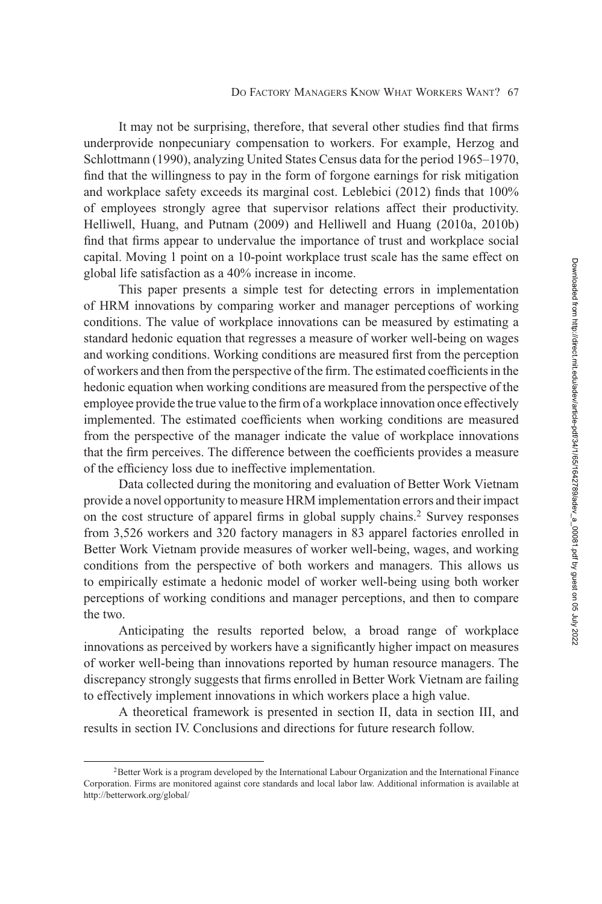It may not be surprising, therefore, that several other studies find that firms underprovide nonpecuniary compensation to workers. For example, Herzog and Schlottmann (1990), analyzing United States Census data for the period 1965–1970, find that the willingness to pay in the form of forgone earnings for risk mitigation and workplace safety exceeds its marginal cost. Leblebici (2012) finds that 100% of employees strongly agree that supervisor relations affect their productivity. Helliwell, Huang, and Putnam (2009) and Helliwell and Huang (2010a, 2010b) find that firms appear to undervalue the importance of trust and workplace social capital. Moving 1 point on a 10-point workplace trust scale has the same effect on global life satisfaction as a 40% increase in income.

This paper presents a simple test for detecting errors in implementation of HRM innovations by comparing worker and manager perceptions of working conditions. The value of workplace innovations can be measured by estimating a standard hedonic equation that regresses a measure of worker well-being on wages and working conditions. Working conditions are measured first from the perception of workers and then from the perspective of the firm. The estimated coefficients in the hedonic equation when working conditions are measured from the perspective of the employee provide the true value to the firm of a workplace innovation once effectively implemented. The estimated coefficients when working conditions are measured from the perspective of the manager indicate the value of workplace innovations that the firm perceives. The difference between the coefficients provides a measure of the efficiency loss due to ineffective implementation.

Data collected during the monitoring and evaluation of Better Work Vietnam provide a novel opportunity to measure HRM implementation errors and their impact on the cost structure of apparel firms in global supply chains.[2] Survey responses from 3,526 workers and 320 factory managers in 83 apparel factories enrolled in Better Work Vietnam provide measures of worker well-being, wages, and working conditions from the perspective of both workers and managers. This allows us to empirically estimate a hedonic model of worker well-being using both worker perceptions of working conditions and manager perceptions, and then to compare the two.

Anticipating the results reported below, a broad range of workplace innovations as perceived by workers have a significantly higher impact on measures of worker well-being than innovations reported by human resource managers. The discrepancy strongly suggests that firms enrolled in Better Work Vietnam are failing to effectively implement innovations in which workers place a high value.

A theoretical framework is presented in section II, data in section III, and results in section IV. Conclusions and directions for future research follow.

[2] Better Work is a program developed by the International Labour Organization and the International Finance Corporation. Firms are monitored against core standards and local labor law. Additional information is available at http://betterwork.org/global/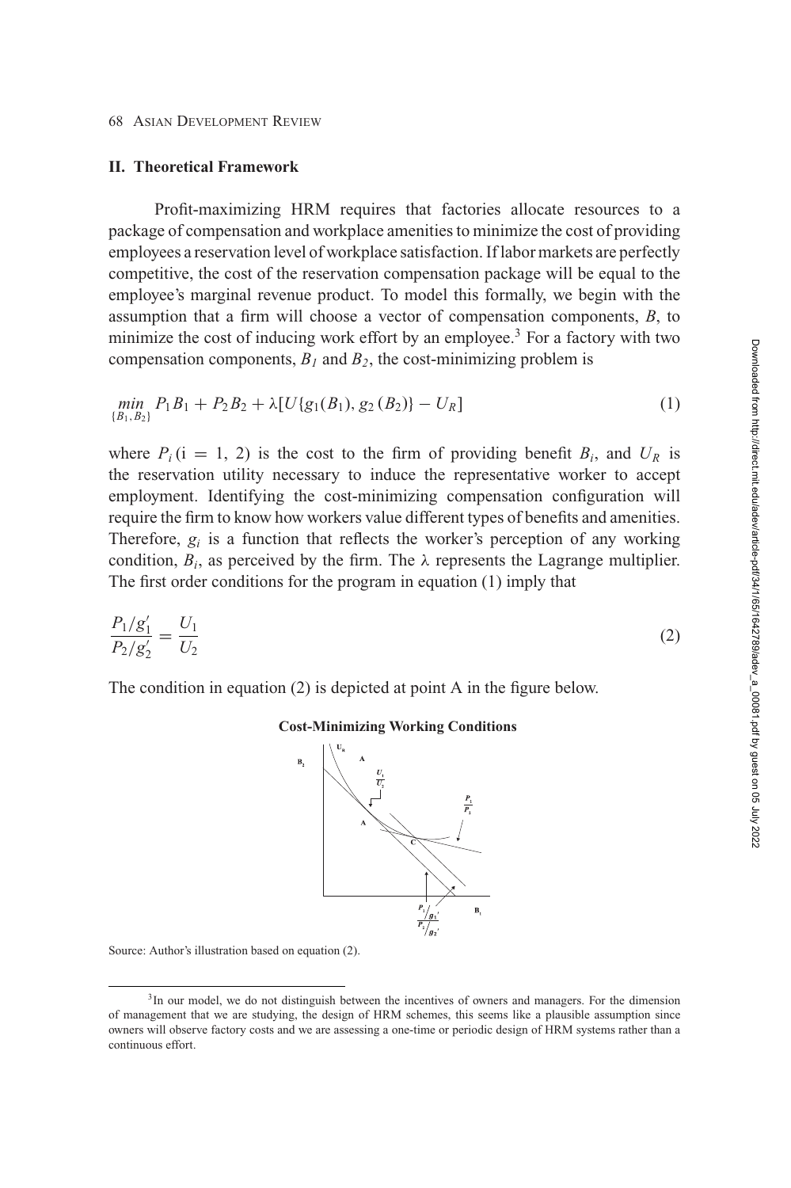## II. Theoretical Framework

Profit-maximizing HRM requires that factories allocate resources to a package of compensation and workplace amenities to minimize the cost of providing employees a reservation level of workplace satisfaction. If labor markets are perfectly competitive, the cost of the reservation compensation package will be equal to the employee's marginal revenue product. To model this formally, we begin with the assumption that a firm will choose a vector of compensation components, $B$, to minimize the cost of inducing work effort by an employee.[3] For a factory with two compensation components, $B_1$ and $B_2$, the cost-minimizing problem is

$$\min_{\{B_1, B_2\}} P_1 B_1 + P_2 B_2 + \lambda[U\{g_1(B_1), g_2(B_2)\} - U_R] \tag{1}$$

where $P_i$ (i = 1, 2) is the cost to the firm of providing benefit $B_i$, and $U_R$ is the reservation utility necessary to induce the representative worker to accept employment. Identifying the cost-minimizing compensation configuration will require the firm to know how workers value different types of benefits and amenities. Therefore, $g_i$ is a function that reflects the worker's perception of any working condition, $B_i$, as perceived by the firm. The $\lambda$ represents the Lagrange multiplier. The first order conditions for the program in equation (1) imply that

$$\frac{P_1/g_1'}{P_2/g_2'} = \frac{U_1}{U_2} \tag{2}$$

The condition in equation (2) is depicted at point A in the figure below.

**Cost-Minimizing Working Conditions**

Source: Author's illustration based on equation (2).

[3] In our model, we do not distinguish between the incentives of owners and managers. For the dimension of management that we are studying, the design of HRM schemes, this seems like a plausible assumption since owners will observe factory costs and we are assessing a one-time or periodic design of HRM systems rather than a continuous effort.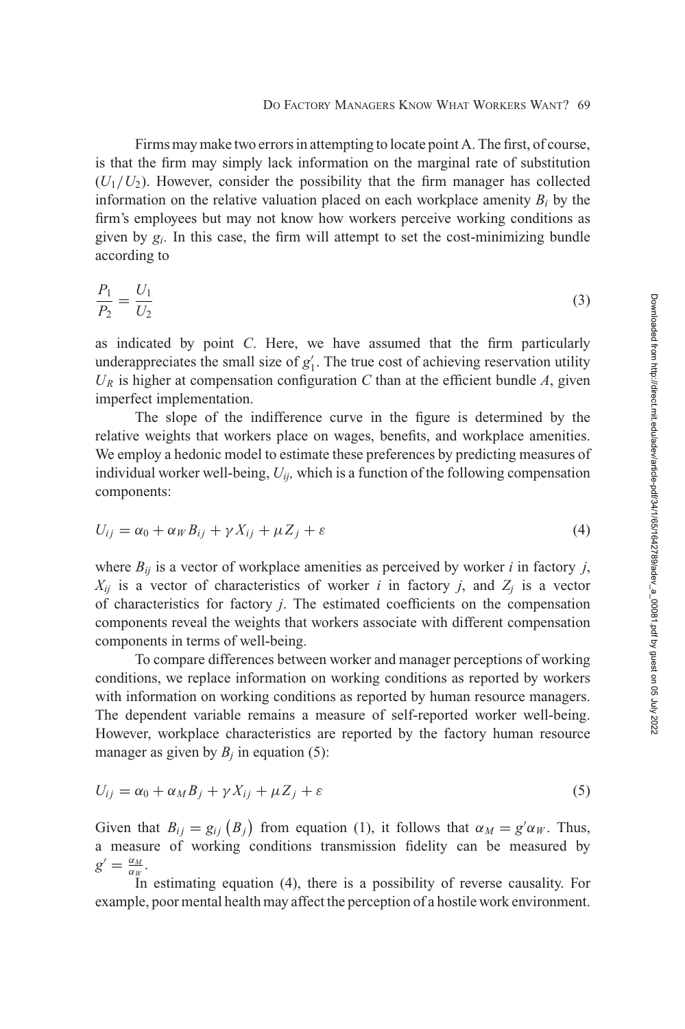Firms may make two errors in attempting to locate point A. The first, of course, is that the firm may simply lack information on the marginal rate of substitution ($U_1/U_2$). However, consider the possibility that the firm manager has collected information on the relative valuation placed on each workplace amenity $B_i$ by the firm's employees but may not know how workers perceive working conditions as given by $g_i$. In this case, the firm will attempt to set the cost-minimizing bundle according to

$$\frac{P_1}{P_2} = \frac{U_1}{U_2} \tag{3}$$

as indicated by point $C$. Here, we have assumed that the firm particularly underappreciates the small size of $g_1'$. The true cost of achieving reservation utility $U_R$ is higher at compensation configuration $C$ than at the efficient bundle $A$, given imperfect implementation.

The slope of the indifference curve in the figure is determined by the relative weights that workers place on wages, benefits, and workplace amenities. We employ a hedonic model to estimate these preferences by predicting measures of individual worker well-being, $U_{ij}$, which is a function of the following compensation components:

$$U_{ij} = \alpha_0 + \alpha_W B_{ij} + \gamma X_{ij} + \mu Z_j + \varepsilon \tag{4}$$

where $B_{ij}$ is a vector of workplace amenities as perceived by worker $i$ in factory $j$, $X_{ij}$ is a vector of characteristics of worker $i$ in factory $j$, and $Z_j$ is a vector of characteristics for factory $j$. The estimated coefficients on the compensation components reveal the weights that workers associate with different compensation components in terms of well-being.

To compare differences between worker and manager perceptions of working conditions, we replace information on working conditions as reported by workers with information on working conditions as reported by human resource managers. The dependent variable remains a measure of self-reported worker well-being. However, workplace characteristics are reported by the factory human resource manager as given by $B_j$ in equation (5):

$$U_{ij} = \alpha_0 + \alpha_M B_j + \gamma X_{ij} + \mu Z_j + \varepsilon \tag{5}$$

Given that $B_{ij} = g_{ij}(B_j)$ from equation (1), it follows that $\alpha_M = g'\alpha_W$. Thus, a measure of working conditions transmission fidelity can be measured by $g' = \frac{\alpha_M}{\alpha_W}$.

In estimating equation (4), there is a possibility of reverse causality. For example, poor mental health may affect the perception of a hostile work environment.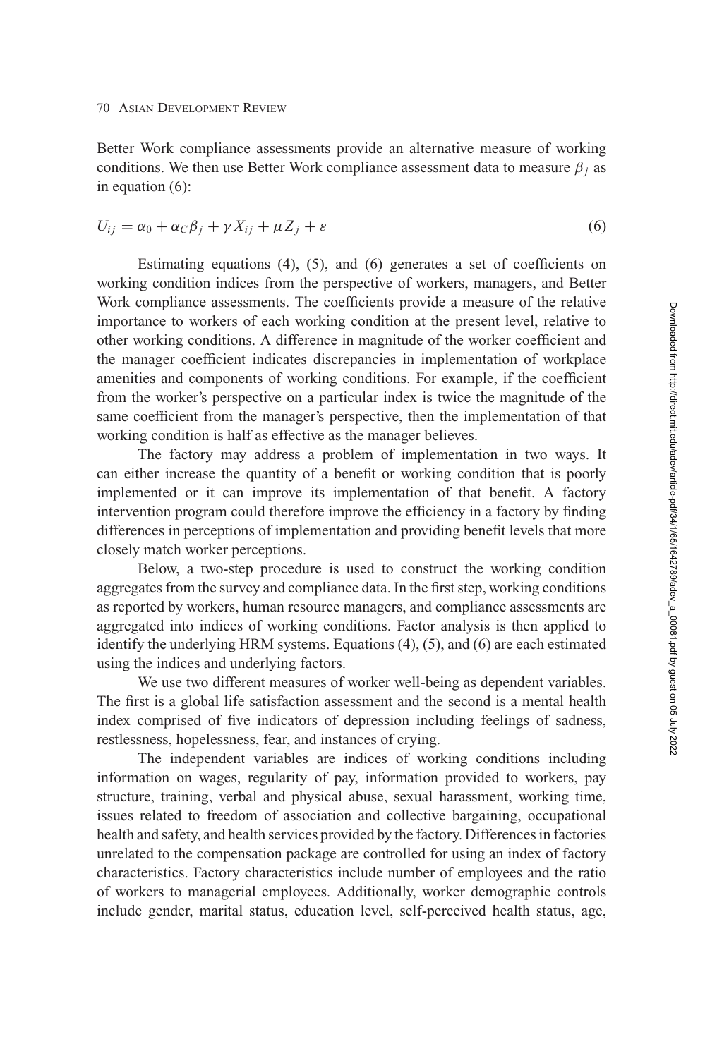Better Work compliance assessments provide an alternative measure of working conditions. We then use Better Work compliance assessment data to measure $\beta_j$ as in equation (6):

$$U_{ij} = \alpha_0 + \alpha_C \beta_j + \gamma X_{ij} + \mu Z_j + \varepsilon \tag{6}$$

Estimating equations (4), (5), and (6) generates a set of coefficients on working condition indices from the perspective of workers, managers, and Better Work compliance assessments. The coefficients provide a measure of the relative importance to workers of each working condition at the present level, relative to other working conditions. A difference in magnitude of the worker coefficient and the manager coefficient indicates discrepancies in implementation of workplace amenities and components of working conditions. For example, if the coefficient from the worker's perspective on a particular index is twice the magnitude of the same coefficient from the manager's perspective, then the implementation of that working condition is half as effective as the manager believes.

The factory may address a problem of implementation in two ways. It can either increase the quantity of a benefit or working condition that is poorly implemented or it can improve its implementation of that benefit. A factory intervention program could therefore improve the efficiency in a factory by finding differences in perceptions of implementation and providing benefit levels that more closely match worker perceptions.

Below, a two-step procedure is used to construct the working condition aggregates from the survey and compliance data. In the first step, working conditions as reported by workers, human resource managers, and compliance assessments are aggregated into indices of working conditions. Factor analysis is then applied to identify the underlying HRM systems. Equations (4), (5), and (6) are each estimated using the indices and underlying factors.

We use two different measures of worker well-being as dependent variables. The first is a global life satisfaction assessment and the second is a mental health index comprised of five indicators of depression including feelings of sadness, restlessness, hopelessness, fear, and instances of crying.

The independent variables are indices of working conditions including information on wages, regularity of pay, information provided to workers, pay structure, training, verbal and physical abuse, sexual harassment, working time, issues related to freedom of association and collective bargaining, occupational health and safety, and health services provided by the factory. Differences in factories unrelated to the compensation package are controlled for using an index of factory characteristics. Factory characteristics include number of employees and the ratio of workers to managerial employees. Additionally, worker demographic controls include gender, marital status, education level, self-perceived health status, age,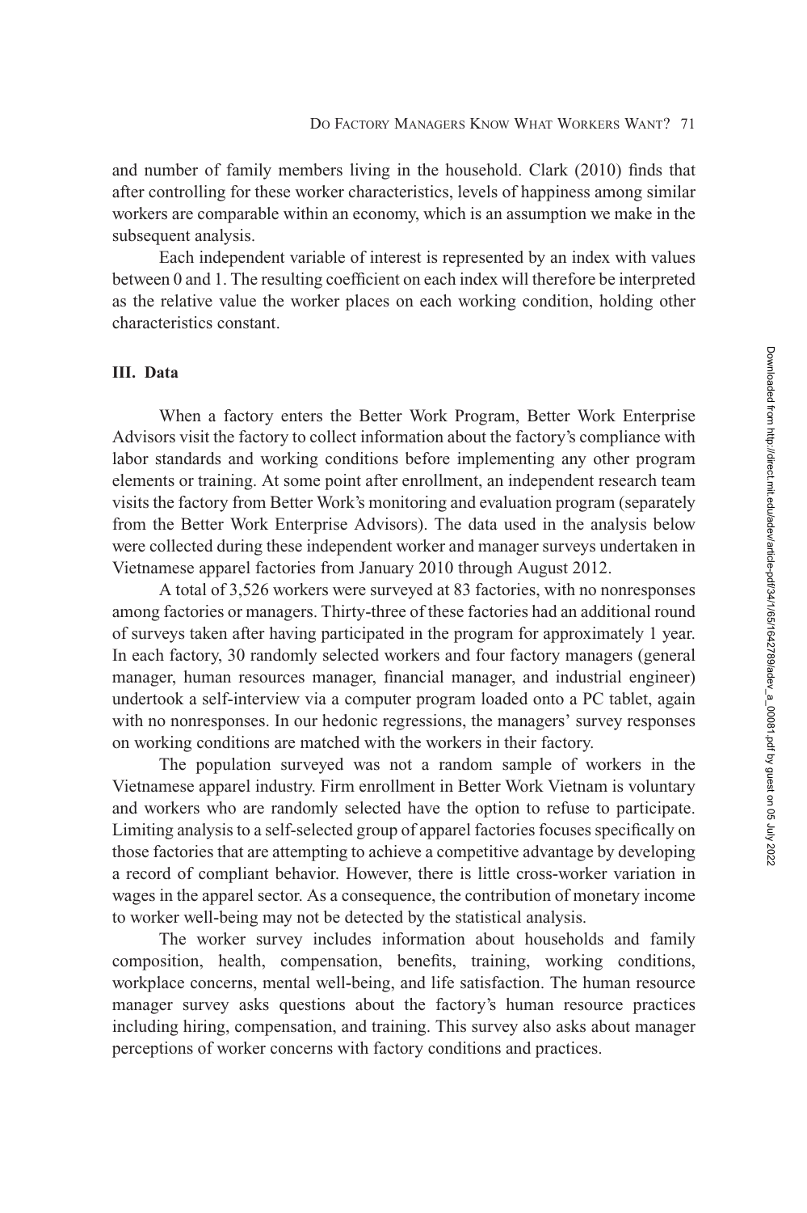and number of family members living in the household. Clark (2010) finds that after controlling for these worker characteristics, levels of happiness among similar workers are comparable within an economy, which is an assumption we make in the subsequent analysis.

Each independent variable of interest is represented by an index with values between 0 and 1. The resulting coefficient on each index will therefore be interpreted as the relative value the worker places on each working condition, holding other characteristics constant.

## III. Data

When a factory enters the Better Work Program, Better Work Enterprise Advisors visit the factory to collect information about the factory's compliance with labor standards and working conditions before implementing any other program elements or training. At some point after enrollment, an independent research team visits the factory from Better Work's monitoring and evaluation program (separately from the Better Work Enterprise Advisors). The data used in the analysis below were collected during these independent worker and manager surveys undertaken in Vietnamese apparel factories from January 2010 through August 2012.

A total of 3,526 workers were surveyed at 83 factories, with no nonresponses among factories or managers. Thirty-three of these factories had an additional round of surveys taken after having participated in the program for approximately 1 year. In each factory, 30 randomly selected workers and four factory managers (general manager, human resources manager, financial manager, and industrial engineer) undertook a self-interview via a computer program loaded onto a PC tablet, again with no nonresponses. In our hedonic regressions, the managers' survey responses on working conditions are matched with the workers in their factory.

The population surveyed was not a random sample of workers in the Vietnamese apparel industry. Firm enrollment in Better Work Vietnam is voluntary and workers who are randomly selected have the option to refuse to participate. Limiting analysis to a self-selected group of apparel factories focuses specifically on those factories that are attempting to achieve a competitive advantage by developing a record of compliant behavior. However, there is little cross-worker variation in wages in the apparel sector. As a consequence, the contribution of monetary income to worker well-being may not be detected by the statistical analysis.

The worker survey includes information about households and family composition, health, compensation, benefits, training, working conditions, workplace concerns, mental well-being, and life satisfaction. The human resource manager survey asks questions about the factory's human resource practices including hiring, compensation, and training. This survey also asks about manager perceptions of worker concerns with factory conditions and practices.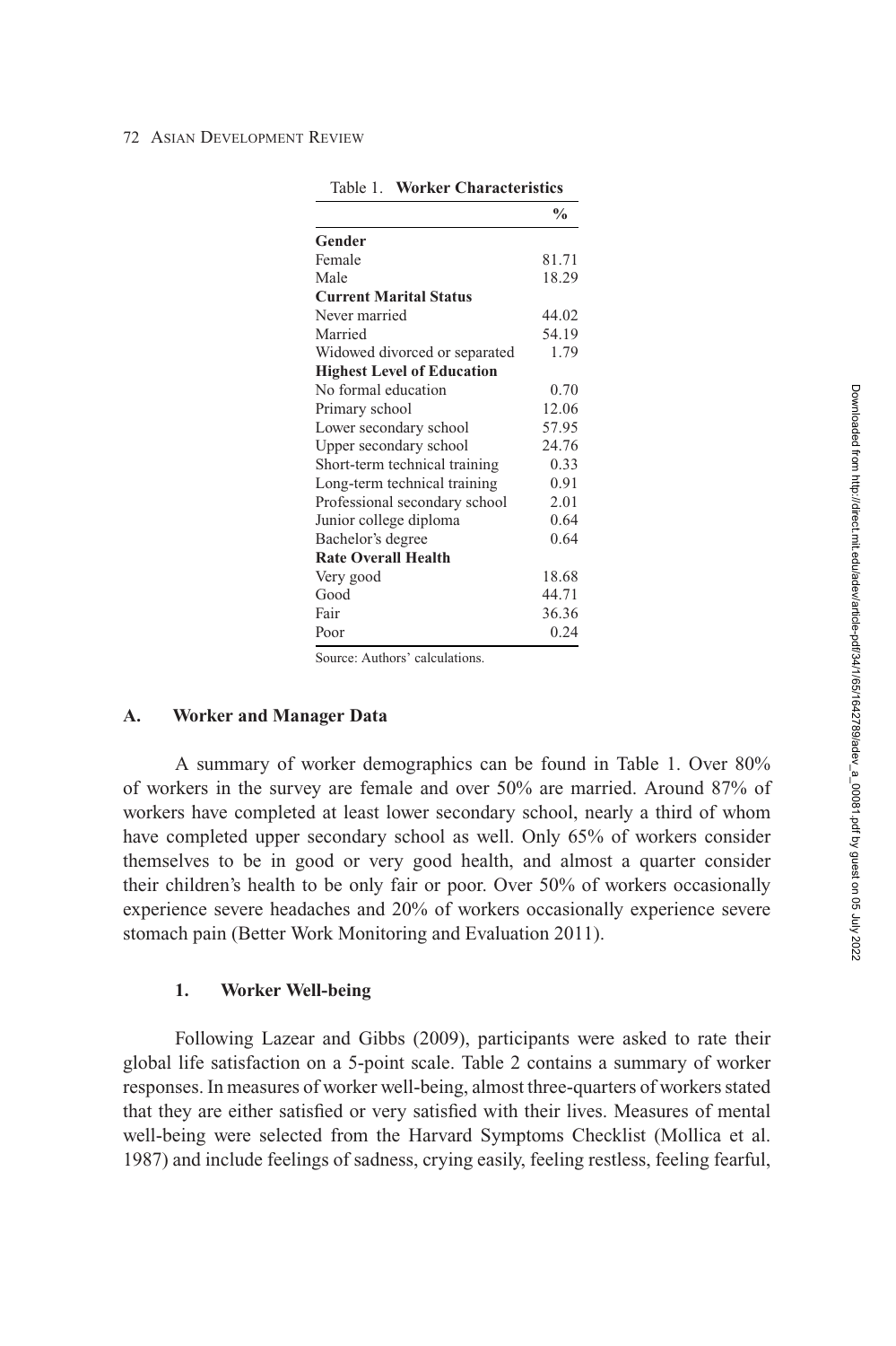Table 1. **Worker Characteristics**

| | % |
|---|---|
| **Gender** | |
| Female | 81.71 |
| Male | 18.29 |
| **Current Marital Status** | |
| Never married | 44.02 |
| Married | 54.19 |
| Widowed divorced or separated | 1.79 |
| **Highest Level of Education** | |
| No formal education | 0.70 |
| Primary school | 12.06 |
| Lower secondary school | 57.95 |
| Upper secondary school | 24.76 |
| Short-term technical training | 0.33 |
| Long-term technical training | 0.91 |
| Professional secondary school | 2.01 |
| Junior college diploma | 0.64 |
| Bachelor's degree | 0.64 |
| **Rate Overall Health** | |
| Very good | 18.68 |
| Good | 44.71 |
| Fair | 36.36 |
| Poor | 0.24 |

Source: Authors' calculations.

### A. Worker and Manager Data

A summary of worker demographics can be found in Table 1. Over 80% of workers in the survey are female and over 50% are married. Around 87% of workers have completed at least lower secondary school, nearly a third of whom have completed upper secondary school as well. Only 65% of workers consider themselves to be in good or very good health, and almost a quarter consider their children's health to be only fair or poor. Over 50% of workers occasionally experience severe headaches and 20% of workers occasionally experience severe stomach pain (Better Work Monitoring and Evaluation 2011).

#### 1. Worker Well-being

Following Lazear and Gibbs (2009), participants were asked to rate their global life satisfaction on a 5-point scale. Table 2 contains a summary of worker responses. In measures of worker well-being, almost three-quarters of workers stated that they are either satisfied or very satisfied with their lives. Measures of mental well-being were selected from the Harvard Symptoms Checklist (Mollica et al. 1987) and include feelings of sadness, crying easily, feeling restless, feeling fearful,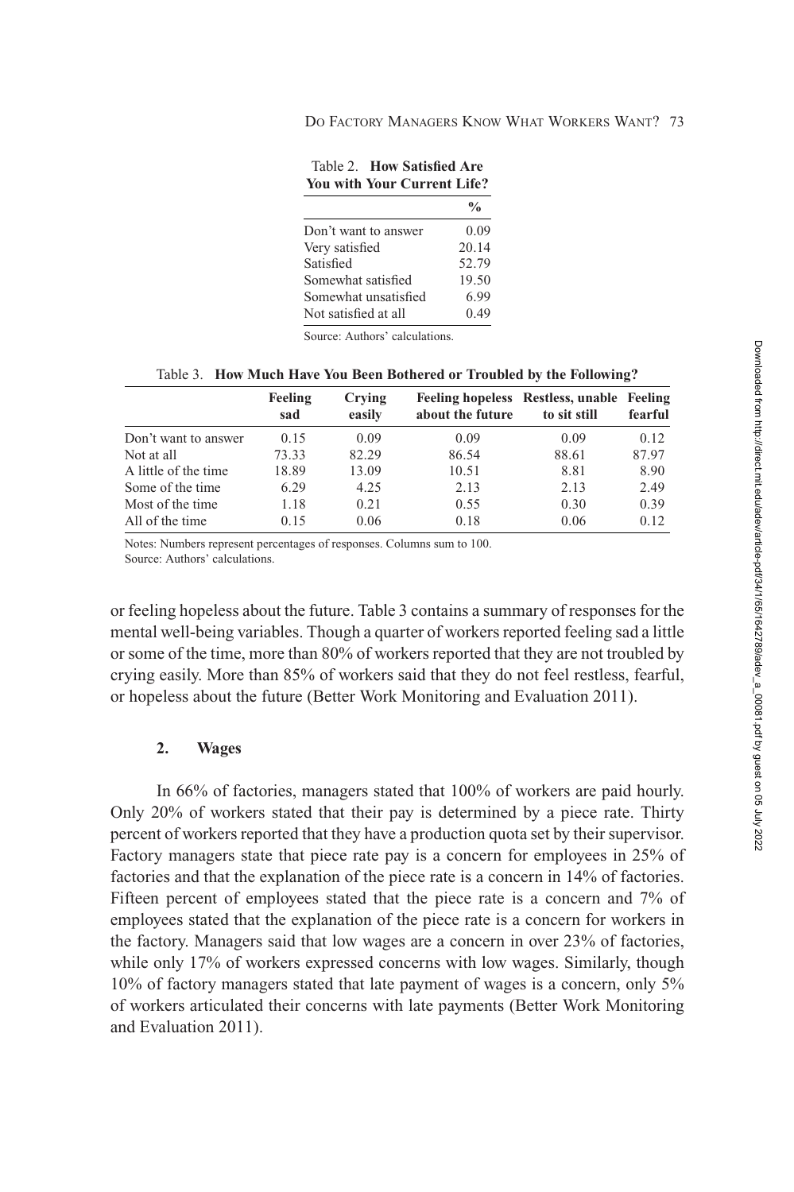Table 2. **How Satisfied Are You with Your Current Life?**

| | % |
|---|---|
| Don't want to answer | 0.09 |
| Very satisfied | 20.14 |
| Satisfied | 52.79 |
| Somewhat satisfied | 19.50 |
| Somewhat unsatisfied | 6.99 |
| Not satisfied at all | 0.49 |

Source: Authors' calculations.

Table 3. **How Much Have You Been Bothered or Troubled by the Following?**

| | Feeling sad | Crying easily | Feeling hopeless about the future | Restless, unable to sit still | Feeling fearful |
|---|---|---|---|---|---|
| Don't want to answer | 0.15 | 0.09 | 0.09 | 0.09 | 0.12 |
| Not at all | 73.33 | 82.29 | 86.54 | 88.61 | 87.97 |
| A little of the time | 18.89 | 13.09 | 10.51 | 8.81 | 8.90 |
| Some of the time | 6.29 | 4.25 | 2.13 | 2.13 | 2.49 |
| Most of the time | 1.18 | 0.21 | 0.55 | 0.30 | 0.39 |
| All of the time | 0.15 | 0.06 | 0.18 | 0.06 | 0.12 |

Notes: Numbers represent percentages of responses. Columns sum to 100.
Source: Authors' calculations.

or feeling hopeless about the future. Table 3 contains a summary of responses for the mental well-being variables. Though a quarter of workers reported feeling sad a little or some of the time, more than 80% of workers reported that they are not troubled by crying easily. More than 85% of workers said that they do not feel restless, fearful, or hopeless about the future (Better Work Monitoring and Evaluation 2011).

### 2. Wages

In 66% of factories, managers stated that 100% of workers are paid hourly. Only 20% of workers stated that their pay is determined by a piece rate. Thirty percent of workers reported that they have a production quota set by their supervisor. Factory managers state that piece rate pay is a concern for employees in 25% of factories and that the explanation of the piece rate is a concern in 14% of factories. Fifteen percent of employees stated that the piece rate is a concern and 7% of employees stated that the explanation of the piece rate is a concern for workers in the factory. Managers said that low wages are a concern in over 23% of factories, while only 17% of workers expressed concerns with low wages. Similarly, though 10% of factory managers stated that late payment of wages is a concern, only 5% of workers articulated their concerns with late payments (Better Work Monitoring and Evaluation 2011).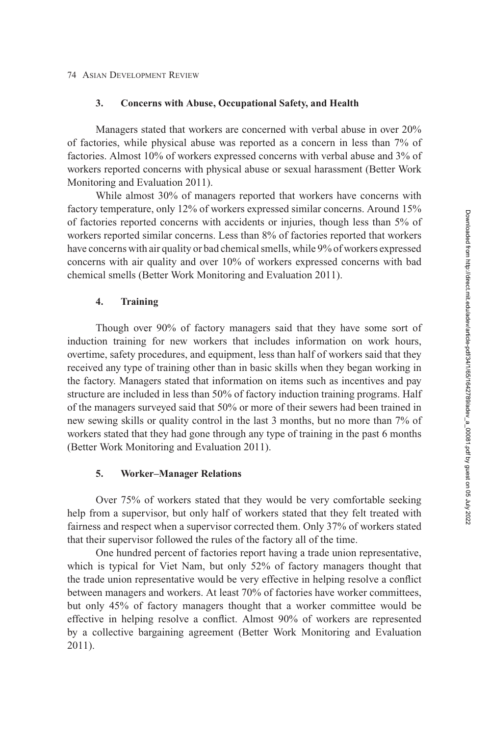### 3. Concerns with Abuse, Occupational Safety, and Health

Managers stated that workers are concerned with verbal abuse in over 20% of factories, while physical abuse was reported as a concern in less than 7% of factories. Almost 10% of workers expressed concerns with verbal abuse and 3% of workers reported concerns with physical abuse or sexual harassment (Better Work Monitoring and Evaluation 2011).

While almost 30% of managers reported that workers have concerns with factory temperature, only 12% of workers expressed similar concerns. Around 15% of factories reported concerns with accidents or injuries, though less than 5% of workers reported similar concerns. Less than 8% of factories reported that workers have concerns with air quality or bad chemical smells, while 9% of workers expressed concerns with air quality and over 10% of workers expressed concerns with bad chemical smells (Better Work Monitoring and Evaluation 2011).

### 4. Training

Though over 90% of factory managers said that they have some sort of induction training for new workers that includes information on work hours, overtime, safety procedures, and equipment, less than half of workers said that they received any type of training other than in basic skills when they began working in the factory. Managers stated that information on items such as incentives and pay structure are included in less than 50% of factory induction training programs. Half of the managers surveyed said that 50% or more of their sewers had been trained in new sewing skills or quality control in the last 3 months, but no more than 7% of workers stated that they had gone through any type of training in the past 6 months (Better Work Monitoring and Evaluation 2011).

### 5. Worker–Manager Relations

Over 75% of workers stated that they would be very comfortable seeking help from a supervisor, but only half of workers stated that they felt treated with fairness and respect when a supervisor corrected them. Only 37% of workers stated that their supervisor followed the rules of the factory all of the time.

One hundred percent of factories report having a trade union representative, which is typical for Viet Nam, but only 52% of factory managers thought that the trade union representative would be very effective in helping resolve a conflict between managers and workers. At least 70% of factories have worker committees, but only 45% of factory managers thought that a worker committee would be effective in helping resolve a conflict. Almost 90% of workers are represented by a collective bargaining agreement (Better Work Monitoring and Evaluation 2011).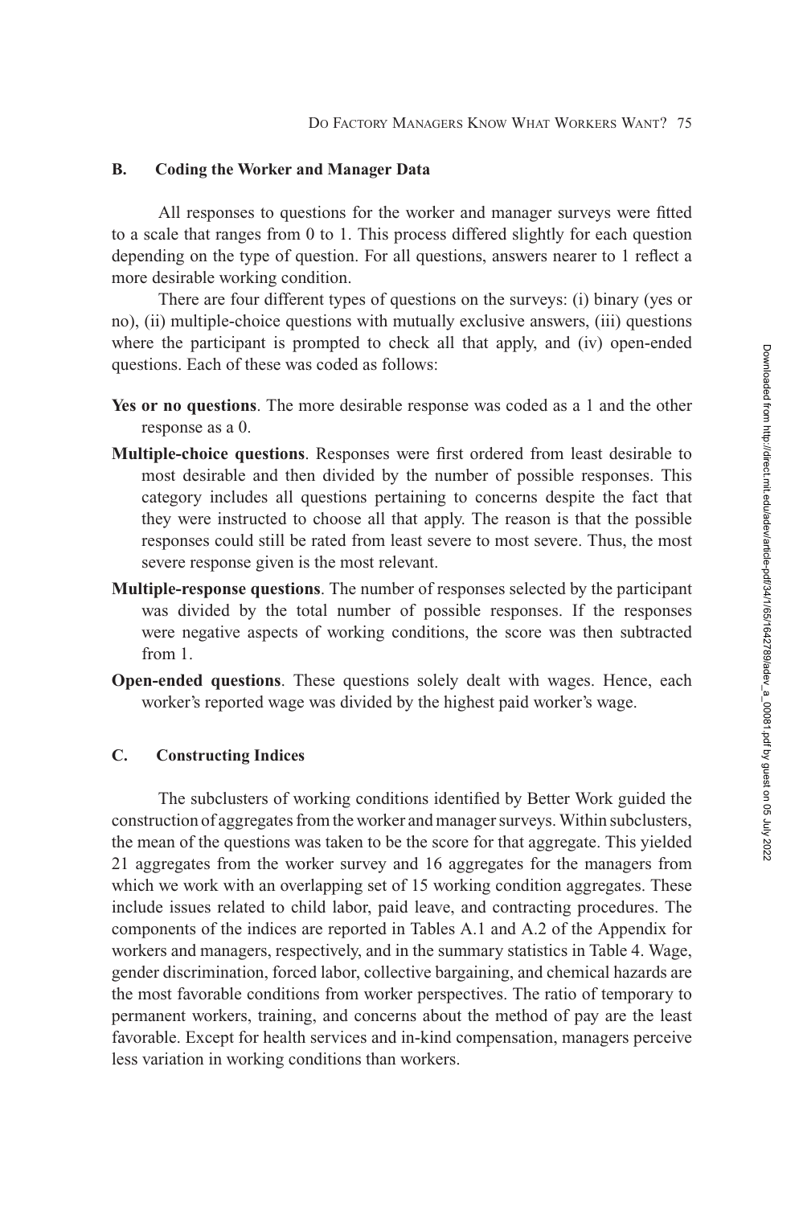### B. Coding the Worker and Manager Data

All responses to questions for the worker and manager surveys were fitted to a scale that ranges from 0 to 1. This process differed slightly for each question depending on the type of question. For all questions, answers nearer to 1 reflect a more desirable working condition.

There are four different types of questions on the surveys: (i) binary (yes or no), (ii) multiple-choice questions with mutually exclusive answers, (iii) questions where the participant is prompted to check all that apply, and (iv) open-ended questions. Each of these was coded as follows:

**Yes or no questions**. The more desirable response was coded as a 1 and the other response as a 0.

**Multiple-choice questions**. Responses were first ordered from least desirable to most desirable and then divided by the number of possible responses. This category includes all questions pertaining to concerns despite the fact that they were instructed to choose all that apply. The reason is that the possible responses could still be rated from least severe to most severe. Thus, the most severe response given is the most relevant.

**Multiple-response questions**. The number of responses selected by the participant was divided by the total number of possible responses. If the responses were negative aspects of working conditions, the score was then subtracted from 1.

**Open-ended questions**. These questions solely dealt with wages. Hence, each worker's reported wage was divided by the highest paid worker's wage.

### C. Constructing Indices

The subclusters of working conditions identified by Better Work guided the construction of aggregates from the worker and manager surveys. Within subclusters, the mean of the questions was taken to be the score for that aggregate. This yielded 21 aggregates from the worker survey and 16 aggregates for the managers from which we work with an overlapping set of 15 working condition aggregates. These include issues related to child labor, paid leave, and contracting procedures. The components of the indices are reported in Tables A.1 and A.2 of the Appendix for workers and managers, respectively, and in the summary statistics in Table 4. Wage, gender discrimination, forced labor, collective bargaining, and chemical hazards are the most favorable conditions from worker perspectives. The ratio of temporary to permanent workers, training, and concerns about the method of pay are the least favorable. Except for health services and in-kind compensation, managers perceive less variation in working conditions than workers.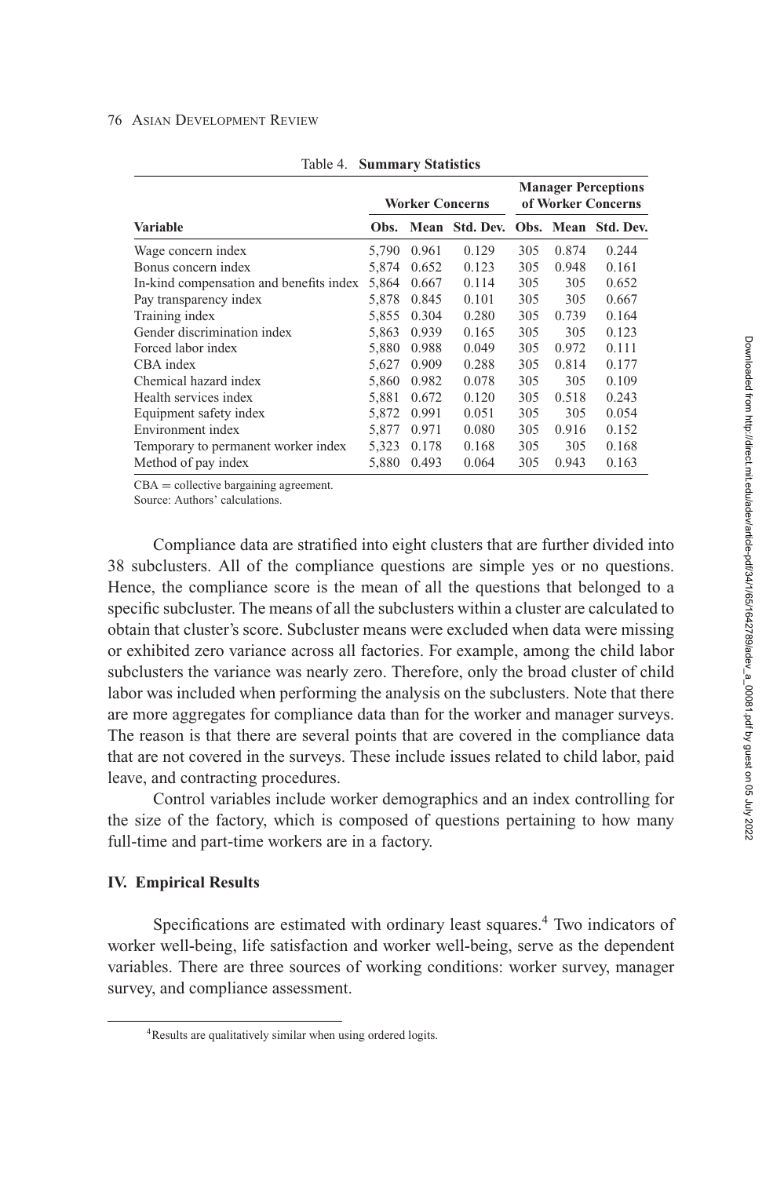Table 4. **Summary Statistics**

| | Worker Concerns | | | Manager Perceptions of Worker Concerns | | |
|---|---|---|---|---|---|---|
| **Variable** | **Obs.** | **Mean** | **Std. Dev.** | **Obs.** | **Mean** | **Std. Dev.** |
| Wage concern index | 5,790 | 0.961 | 0.129 | 305 | 0.874 | 0.244 |
| Bonus concern index | 5,874 | 0.652 | 0.123 | 305 | 0.948 | 0.161 |
| In-kind compensation and benefits index | 5,864 | 0.667 | 0.114 | 305 | 305 | 0.652 |
| Pay transparency index | 5,878 | 0.845 | 0.101 | 305 | 305 | 0.667 |
| Training index | 5,855 | 0.304 | 0.280 | 305 | 0.739 | 0.164 |
| Gender discrimination index | 5,863 | 0.939 | 0.165 | 305 | 305 | 0.123 |
| Forced labor index | 5,880 | 0.988 | 0.049 | 305 | 0.972 | 0.111 |
| CBA index | 5,627 | 0.909 | 0.288 | 305 | 0.814 | 0.177 |
| Chemical hazard index | 5,860 | 0.982 | 0.078 | 305 | 305 | 0.109 |
| Health services index | 5,881 | 0.672 | 0.120 | 305 | 0.518 | 0.243 |
| Equipment safety index | 5,872 | 0.991 | 0.051 | 305 | 305 | 0.054 |
| Environment index | 5,877 | 0.971 | 0.080 | 305 | 0.916 | 0.152 |
| Temporary to permanent worker index | 5,323 | 0.178 | 0.168 | 305 | 305 | 0.168 |
| Method of pay index | 5,880 | 0.493 | 0.064 | 305 | 0.943 | 0.163 |

CBA = collective bargaining agreement.
Source: Authors' calculations.

Compliance data are stratified into eight clusters that are further divided into 38 subclusters. All of the compliance questions are simple yes or no questions. Hence, the compliance score is the mean of all the questions that belonged to a specific subcluster. The means of all the subclusters within a cluster are calculated to obtain that cluster's score. Subcluster means were excluded when data were missing or exhibited zero variance across all factories. For example, among the child labor subclusters the variance was nearly zero. Therefore, only the broad cluster of child labor was included when performing the analysis on the subclusters. Note that there are more aggregates for compliance data than for the worker and manager surveys. The reason is that there are several points that are covered in the compliance data that are not covered in the surveys. These include issues related to child labor, paid leave, and contracting procedures.

Control variables include worker demographics and an index controlling for the size of the factory, which is composed of questions pertaining to how many full-time and part-time workers are in a factory.

## IV. Empirical Results

Specifications are estimated with ordinary least squares.[4] Two indicators of worker well-being, life satisfaction and worker well-being, serve as the dependent variables. There are three sources of working conditions: worker survey, manager survey, and compliance assessment.

[4]Results are qualitatively similar when using ordered logits.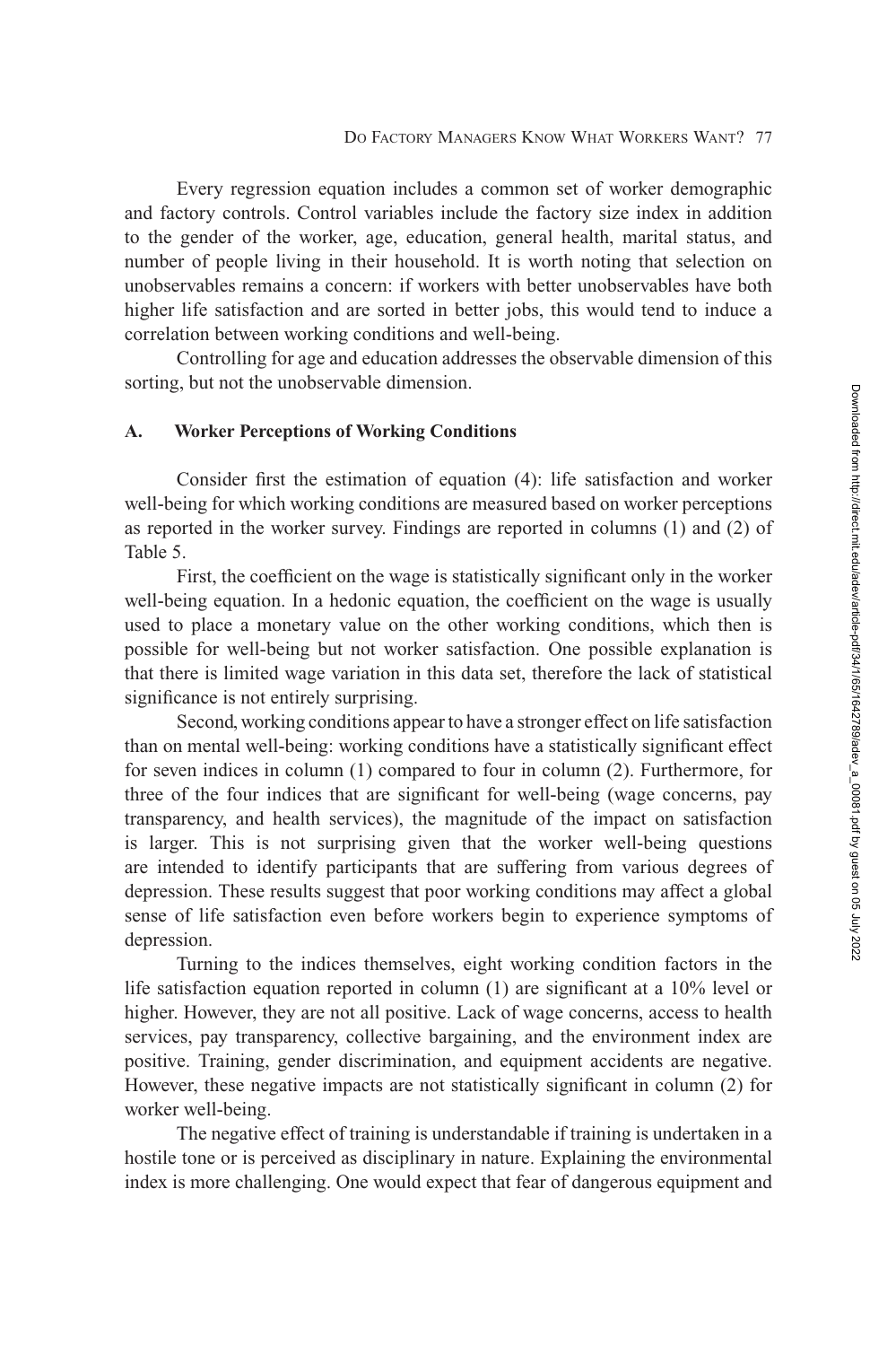Every regression equation includes a common set of worker demographic and factory controls. Control variables include the factory size index in addition to the gender of the worker, age, education, general health, marital status, and number of people living in their household. It is worth noting that selection on unobservables remains a concern: if workers with better unobservables have both higher life satisfaction and are sorted in better jobs, this would tend to induce a correlation between working conditions and well-being.

Controlling for age and education addresses the observable dimension of this sorting, but not the unobservable dimension.

### A. Worker Perceptions of Working Conditions

Consider first the estimation of equation (4): life satisfaction and worker well-being for which working conditions are measured based on worker perceptions as reported in the worker survey. Findings are reported in columns (1) and (2) of Table 5.

First, the coefficient on the wage is statistically significant only in the worker well-being equation. In a hedonic equation, the coefficient on the wage is usually used to place a monetary value on the other working conditions, which then is possible for well-being but not worker satisfaction. One possible explanation is that there is limited wage variation in this data set, therefore the lack of statistical significance is not entirely surprising.

Second, working conditions appear to have a stronger effect on life satisfaction than on mental well-being: working conditions have a statistically significant effect for seven indices in column (1) compared to four in column (2). Furthermore, for three of the four indices that are significant for well-being (wage concerns, pay transparency, and health services), the magnitude of the impact on satisfaction is larger. This is not surprising given that the worker well-being questions are intended to identify participants that are suffering from various degrees of depression. These results suggest that poor working conditions may affect a global sense of life satisfaction even before workers begin to experience symptoms of depression.

Turning to the indices themselves, eight working condition factors in the life satisfaction equation reported in column (1) are significant at a 10% level or higher. However, they are not all positive. Lack of wage concerns, access to health services, pay transparency, collective bargaining, and the environment index are positive. Training, gender discrimination, and equipment accidents are negative. However, these negative impacts are not statistically significant in column (2) for worker well-being.

The negative effect of training is understandable if training is undertaken in a hostile tone or is perceived as disciplinary in nature. Explaining the environmental index is more challenging. One would expect that fear of dangerous equipment and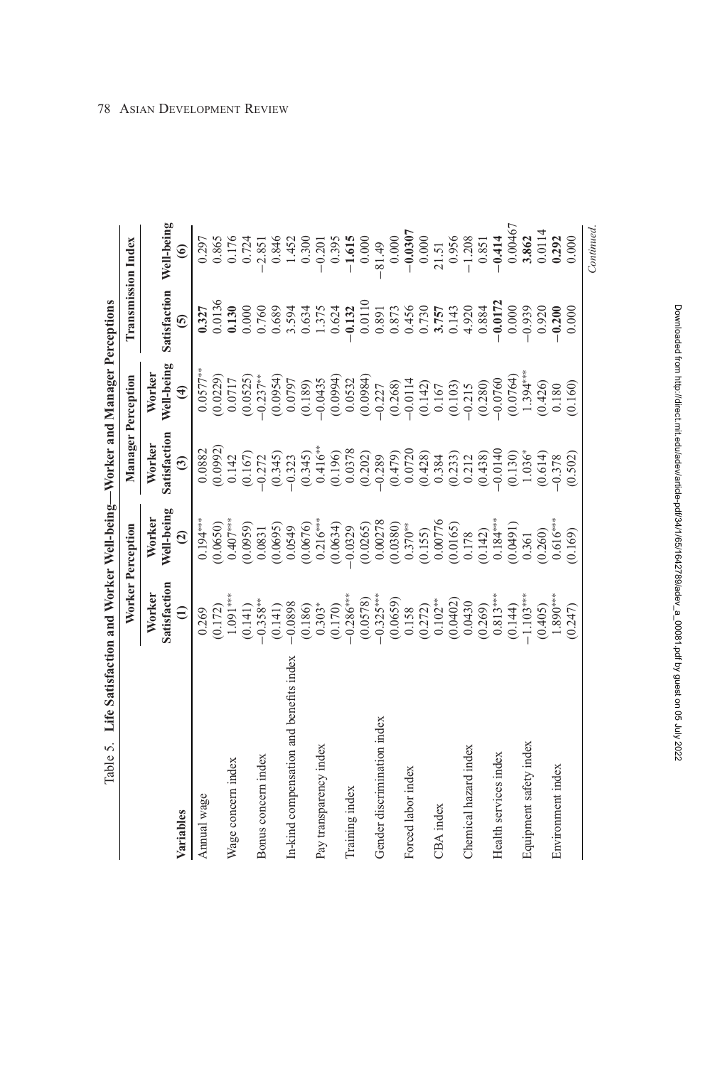Table 5. **Life Satisfaction and Worker Well-being—Worker and Manager Perceptions**

| | Worker Perception | | Manager Perception | | Transmission Index | |
|---|---|---|---|---|---|---|
| **Variables** | Worker Satisfaction (1) | Worker Well-being (2) | Worker Satisfaction (3) | Worker Well-being (4) | Satisfaction (5) | Well-being (6) |
| Annual wage | 0.269 | 0.194*** | 0.0882 | 0.0577** | **0.327** | 0.297 |
| | (0.172) | (0.0650) | (0.0992) | (0.0229) | 0.0136 | 0.865 |
| Wage concern index | 1.091*** | 0.407*** | 0.142 | 0.0717 | **0.130** | 0.176 |
| | (0.141) | (0.0959) | (0.167) | (0.0525) | 0.000 | 0.724 |
| Bonus concern index | −0.358** | 0.0831 | −0.272 | −0.237** | 0.760 | −2.851 |
| | (0.141) | (0.0695) | (0.345) | (0.0954) | 0.689 | 0.846 |
| In-kind compensation and benefits index | −0.0898 | 0.0549 | −0.323 | 0.0797 | 3.594 | 1.452 |
| | (0.186) | (0.0676) | (0.345) | (0.189) | 0.634 | 0.300 |
| Pay transparency index | 0.303* | 0.216*** | 0.416** | −0.0435 | 1.375 | −0.201 |
| | (0.170) | (0.0634) | (0.196) | (0.0994) | 0.624 | 0.395 |
| Training index | −0.286*** | −0.0329 | 0.0378 | 0.0532 | −**0.132** | −**1.615** |
| | (0.0578) | (0.0265) | (0.202) | (0.0984) | 0.0110 | 0.000 |
| Gender discrimination index | −0.325*** | 0.00278 | −0.289 | −0.227 | 0.891 | −81.49 |
| | (0.0659) | (0.0380) | (0.479) | (0.268) | 0.873 | 0.000 |
| Forced labor index | 0.158 | 0.370** | 0.0720 | −0.0114 | 0.456 | −**0.0307** |
| | (0.272) | (0.155) | (0.428) | (0.142) | 0.730 | 0.000 |
| CBA index | 0.102** | 0.00776 | 0.384 | 0.167 | **3.757** | 21.51 |
| | (0.0402) | (0.0165) | (0.233) | (0.103) | 0.143 | 0.956 |
| Chemical hazard index | 0.0430 | 0.178 | 0.212 | −0.215 | 4.920 | −1.208 |
| | (0.269) | (0.142) | (0.438) | (0.280) | 0.884 | 0.851 |
| Health services index | 0.813*** | 0.184*** | −0.0140 | −0.0760 | −**0.0172** | −**0.414** |
| | (0.144) | (0.0491) | (0.130) | (0.0764) | 0.000 | 0.00467 |
| Equipment safety index | −1.103*** | 0.361 | 1.036* | 1.394*** | −0.939 | **3.862** |
| | (0.405) | (0.260) | (0.614) | (0.426) | 0.920 | 0.0114 |
| Environment index | 1.890*** | 0.616*** | −0.378 | 0.180 | −**0.200** | **0.292** |
| | (0.247) | (0.169) | (0.502) | (0.160) | 0.000 | 0.000 |

*Continued.*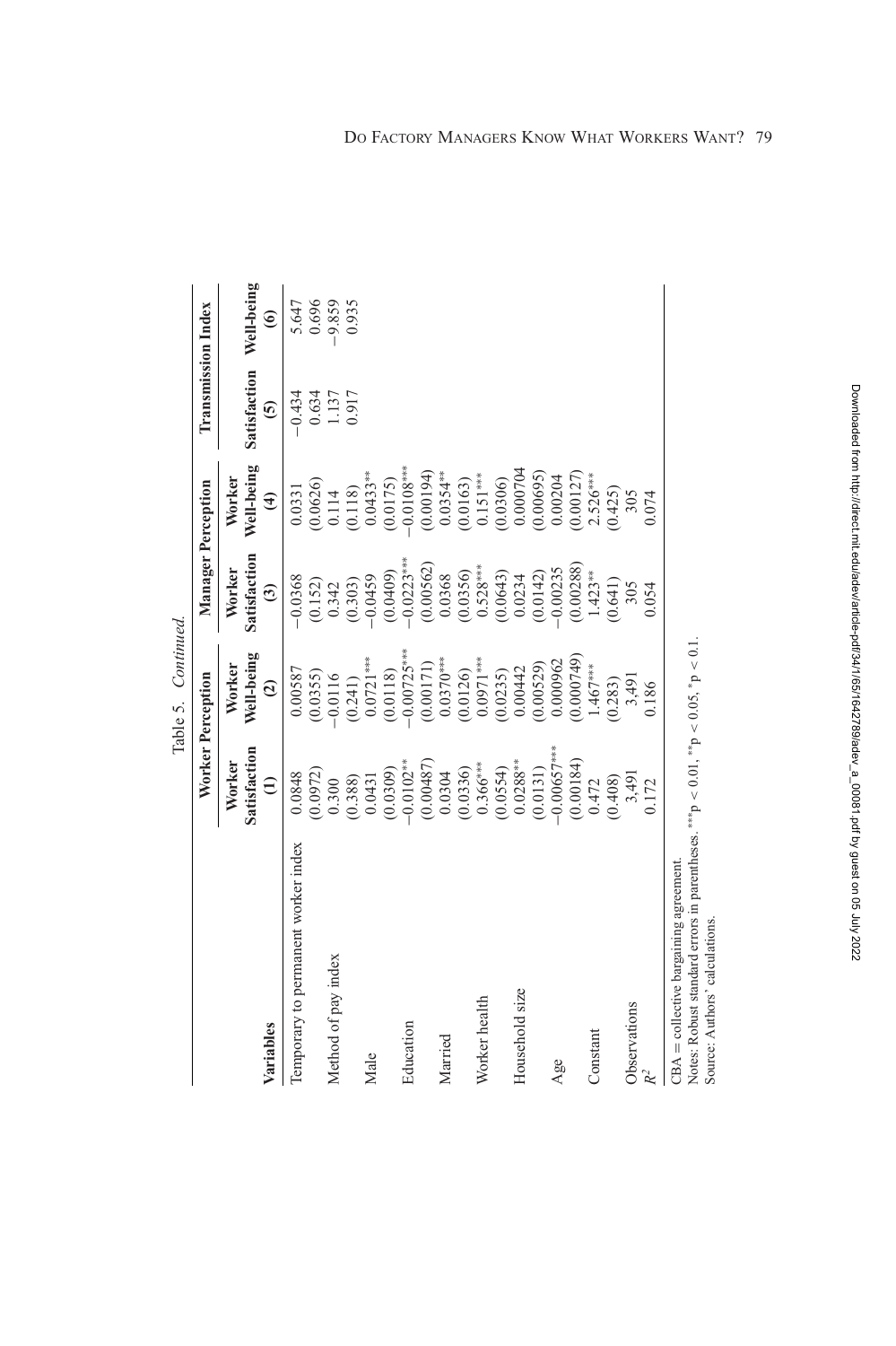Table 5. *Continued.*

| Variables | Worker Perception | | Manager Perception | | Transmission Index | |
|---|---|---|---|---|---|---|
| | Worker Satisfaction (1) | Worker Well-being (2) | Worker Satisfaction (3) | Worker Well-being (4) | Satisfaction (5) | Well-being (6) |
| Temporary to permanent worker index | 0.0848 | 0.00587 | −0.0368 | 0.0331 | −0.434 | 5.647 |
| | (0.0972) | (0.0355) | (0.152) | (0.0626) | 0.634 | 0.696 |
| Method of pay index | 0.300 | −0.0116 | 0.342 | 0.114 | 1.137 | −9.859 |
| | (0.388) | (0.241) | (0.303) | (0.118) | 0.917 | 0.935 |
| Male | 0.0431 | 0.0721*** | −0.0459 | 0.0433** | | |
| | (0.0309) | (0.0118) | (0.0409) | (0.0175) | | |
| Education | −0.0102** | −0.00725*** | −0.0223*** | −0.0108*** | | |
| | (0.00487) | (0.00171) | (0.00562) | (0.00194) | | |
| Married | 0.0304 | 0.0370*** | 0.0368 | 0.0354** | | |
| | (0.0336) | (0.0126) | (0.0356) | (0.0163) | | |
| Worker health | 0.366*** | 0.0971*** | 0.528*** | 0.151*** | | |
| | (0.0554) | (0.0235) | (0.0643) | (0.0306) | | |
| Household size | 0.0288** | 0.00442 | 0.0234 | 0.000704 | | |
| | (0.0131) | (0.00529) | (0.0142) | (0.00695) | | |
| Age | −0.00657*** | 0.000962 | −0.00235 | 0.00204 | | |
| | (0.00184) | (0.000749) | (0.00288) | (0.00127) | | |
| Constant | 0.472 | 1.467*** | 1.423** | 2.526*** | | |
| | (0.408) | (0.283) | (0.641) | (0.425) | | |
| Observations | 3,491 | 3,491 | 305 | 305 | | |
| $R^2$ | 0.172 | 0.186 | 0.054 | 0.074 | | |

CBA = collective bargaining agreement.
Notes: Robust standard errors in parentheses. ***$p < 0.01$, **$p < 0.05$, *$p < 0.1$.
Source: Authors' calculations.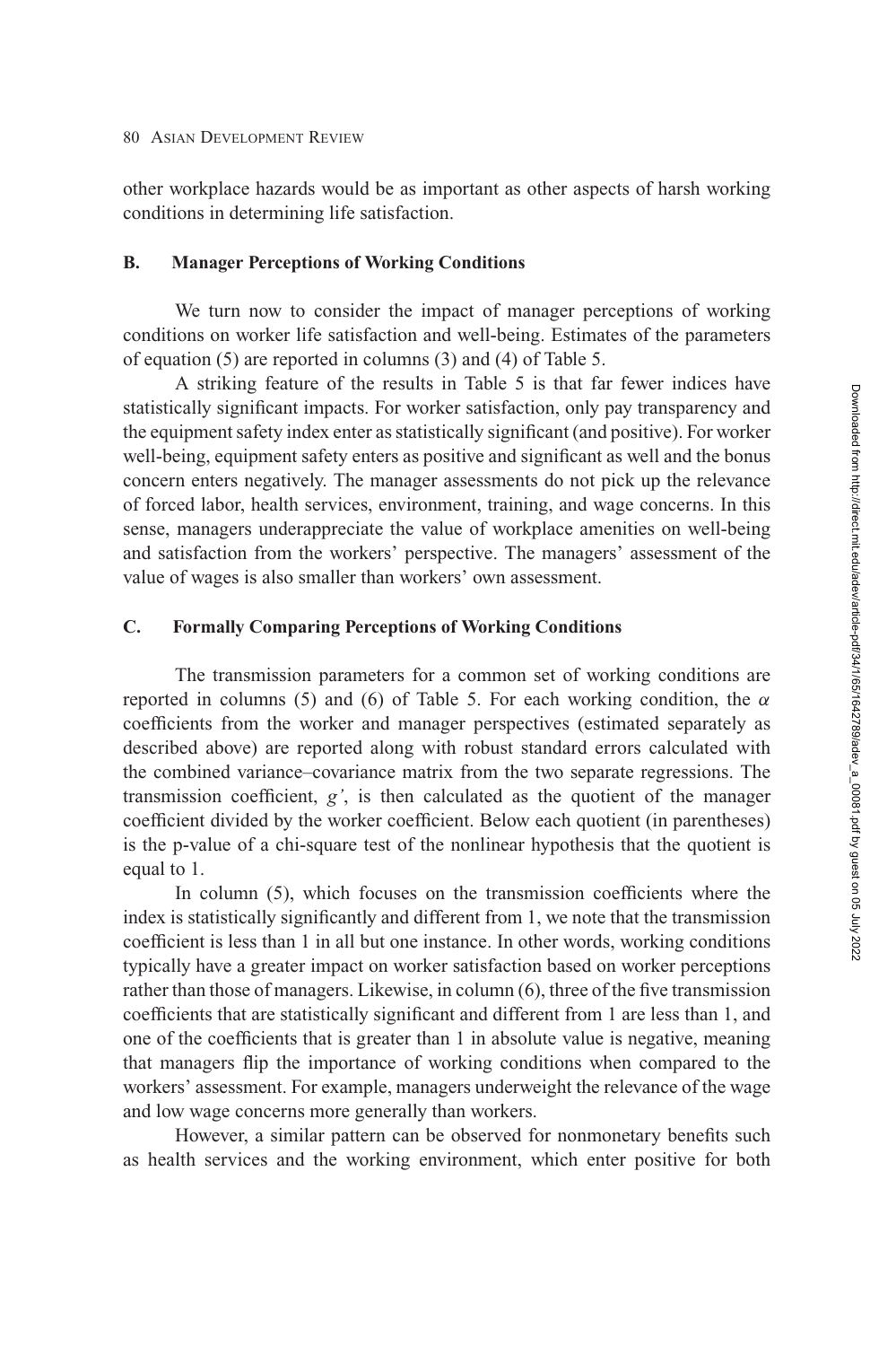other workplace hazards would be as important as other aspects of harsh working conditions in determining life satisfaction.

### B. Manager Perceptions of Working Conditions

We turn now to consider the impact of manager perceptions of working conditions on worker life satisfaction and well-being. Estimates of the parameters of equation (5) are reported in columns (3) and (4) of Table 5.

A striking feature of the results in Table 5 is that far fewer indices have statistically significant impacts. For worker satisfaction, only pay transparency and the equipment safety index enter as statistically significant (and positive). For worker well-being, equipment safety enters as positive and significant as well and the bonus concern enters negatively. The manager assessments do not pick up the relevance of forced labor, health services, environment, training, and wage concerns. In this sense, managers underappreciate the value of workplace amenities on well-being and satisfaction from the workers' perspective. The managers' assessment of the value of wages is also smaller than workers' own assessment.

### C. Formally Comparing Perceptions of Working Conditions

The transmission parameters for a common set of working conditions are reported in columns (5) and (6) of Table 5. For each working condition, the $\alpha$ coefficients from the worker and manager perspectives (estimated separately as described above) are reported along with robust standard errors calculated with the combined variance–covariance matrix from the two separate regressions. The transmission coefficient, $g'$, is then calculated as the quotient of the manager coefficient divided by the worker coefficient. Below each quotient (in parentheses) is the p-value of a chi-square test of the nonlinear hypothesis that the quotient is equal to 1.

In column (5), which focuses on the transmission coefficients where the index is statistically significantly and different from 1, we note that the transmission coefficient is less than 1 in all but one instance. In other words, working conditions typically have a greater impact on worker satisfaction based on worker perceptions rather than those of managers. Likewise, in column (6), three of the five transmission coefficients that are statistically significant and different from 1 are less than 1, and one of the coefficients that is greater than 1 in absolute value is negative, meaning that managers flip the importance of working conditions when compared to the workers' assessment. For example, managers underweight the relevance of the wage and low wage concerns more generally than workers.

However, a similar pattern can be observed for nonmonetary benefits such as health services and the working environment, which enter positive for both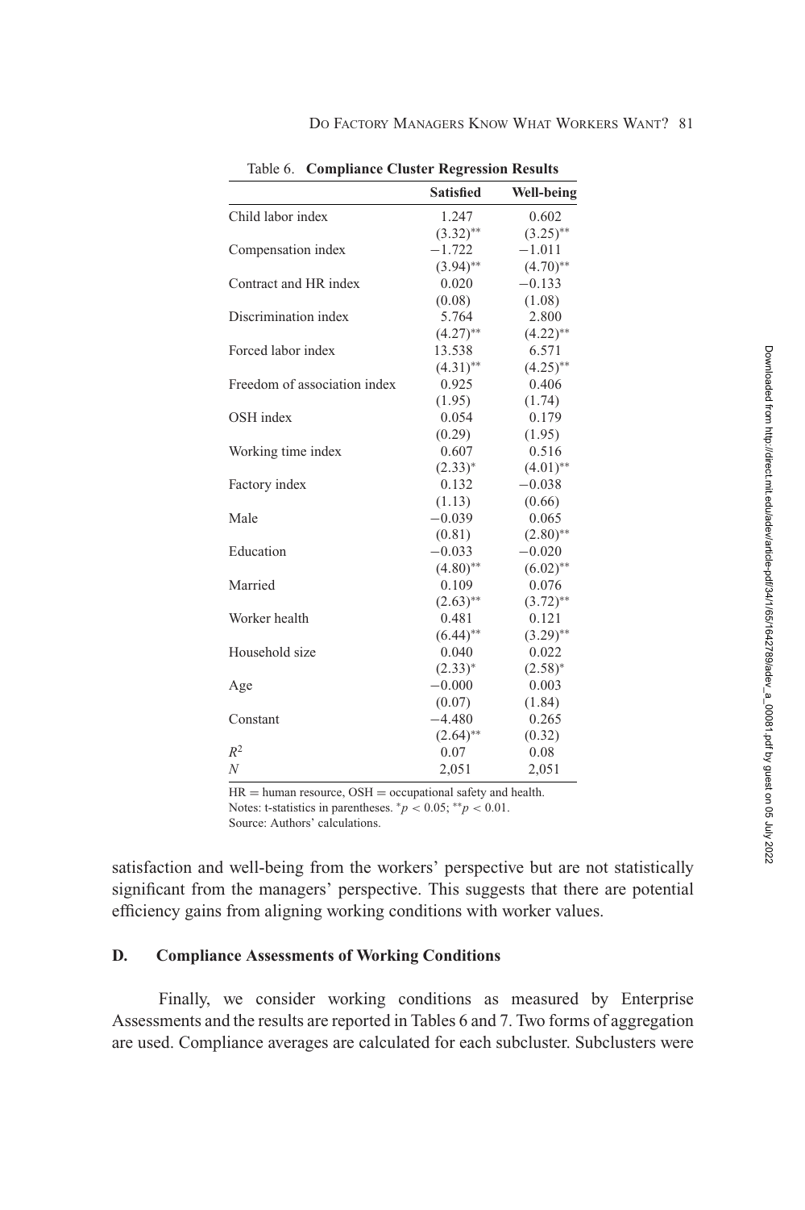Table 6. **Compliance Cluster Regression Results**

| | Satisfied | Well-being |
|---|---|---|
| Child labor index | 1.247 | 0.602 |
| | $(3.32)^{**}$ | $(3.25)^{**}$ |
| Compensation index | −1.722 | −1.011 |
| | $(3.94)^{**}$ | $(4.70)^{**}$ |
| Contract and HR index | 0.020 | −0.133 |
| | (0.08) | (1.08) |
| Discrimination index | 5.764 | 2.800 |
| | $(4.27)^{**}$ | $(4.22)^{**}$ |
| Forced labor index | 13.538 | 6.571 |
| | $(4.31)^{**}$ | $(4.25)^{**}$ |
| Freedom of association index | 0.925 | 0.406 |
| | (1.95) | (1.74) |
| OSH index | 0.054 | 0.179 |
| | (0.29) | (1.95) |
| Working time index | 0.607 | 0.516 |
| | $(2.33)^{*}$ | $(4.01)^{**}$ |
| Factory index | 0.132 | −0.038 |
| | (1.13) | (0.66) |
| Male | −0.039 | 0.065 |
| | (0.81) | $(2.80)^{**}$ |
| Education | −0.033 | −0.020 |
| | $(4.80)^{**}$ | $(6.02)^{**}$ |
| Married | 0.109 | 0.076 |
| | $(2.63)^{**}$ | $(3.72)^{**}$ |
| Worker health | 0.481 | 0.121 |
| | $(6.44)^{**}$ | $(3.29)^{**}$ |
| Household size | 0.040 | 0.022 |
| | $(2.33)^{*}$ | $(2.58)^{*}$ |
| Age | −0.000 | 0.003 |
| | (0.07) | (1.84) |
| Constant | −4.480 | 0.265 |
| | $(2.64)^{**}$ | (0.32) |
| $R^2$ | 0.07 | 0.08 |
| $N$ | 2,051 | 2,051 |

HR = human resource, OSH = occupational safety and health.
Notes: t-statistics in parentheses. $^{*}p < 0.05$; $^{**}p < 0.01$.
Source: Authors' calculations.

satisfaction and well-being from the workers' perspective but are not statistically significant from the managers' perspective. This suggests that there are potential efficiency gains from aligning working conditions with worker values.

### D. Compliance Assessments of Working Conditions

Finally, we consider working conditions as measured by Enterprise Assessments and the results are reported in Tables 6 and 7. Two forms of aggregation are used. Compliance averages are calculated for each subcluster. Subclusters were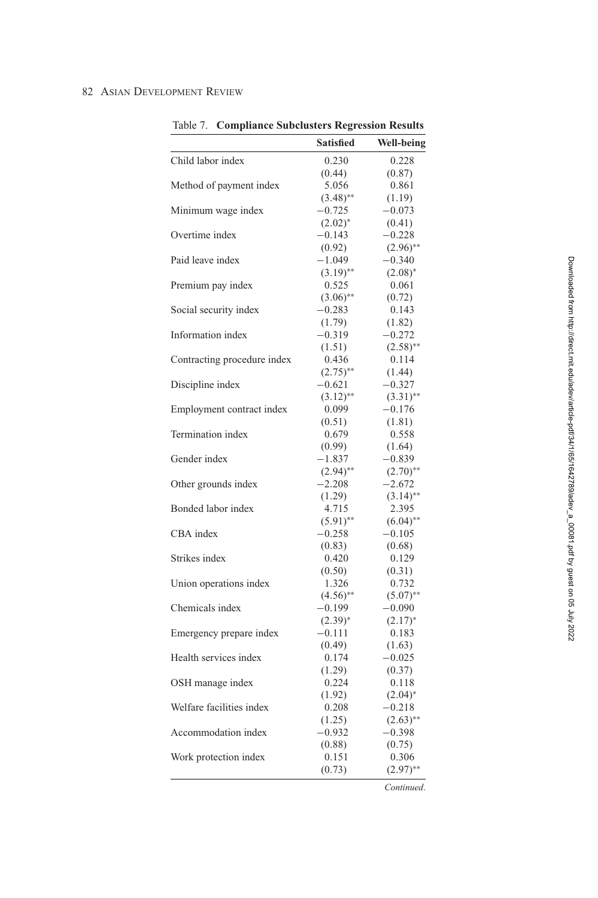Table 7. **Compliance Subclusters Regression Results**

| | Satisfied | Well-being |
|---|---|---|
| Child labor index | 0.230 | 0.228 |
| | (0.44) | (0.87) |
| Method of payment index | 5.056 | 0.861 |
| | (3.48)** | (1.19) |
| Minimum wage index | −0.725 | −0.073 |
| | (2.02)* | (0.41) |
| Overtime index | −0.143 | −0.228 |
| | (0.92) | (2.96)** |
| Paid leave index | −1.049 | −0.340 |
| | (3.19)** | (2.08)* |
| Premium pay index | 0.525 | 0.061 |
| | (3.06)** | (0.72) |
| Social security index | −0.283 | 0.143 |
| | (1.79) | (1.82) |
| Information index | −0.319 | −0.272 |
| | (1.51) | (2.58)** |
| Contracting procedure index | 0.436 | 0.114 |
| | (2.75)** | (1.44) |
| Discipline index | −0.621 | −0.327 |
| | (3.12)** | (3.31)** |
| Employment contract index | 0.099 | −0.176 |
| | (0.51) | (1.81) |
| Termination index | 0.679 | 0.558 |
| | (0.99) | (1.64) |
| Gender index | −1.837 | −0.839 |
| | (2.94)** | (2.70)** |
| Other grounds index | −2.208 | −2.672 |
| | (1.29) | (3.14)** |
| Bonded labor index | 4.715 | 2.395 |
| | (5.91)** | (6.04)** |
| CBA index | −0.258 | −0.105 |
| | (0.83) | (0.68) |
| Strikes index | 0.420 | 0.129 |
| | (0.50) | (0.31) |
| Union operations index | 1.326 | 0.732 |
| | (4.56)** | (5.07)** |
| Chemicals index | −0.199 | −0.090 |
| | (2.39)* | (2.17)* |
| Emergency prepare index | −0.111 | 0.183 |
| | (0.49) | (1.63) |
| Health services index | 0.174 | −0.025 |
| | (1.29) | (0.37) |
| OSH manage index | 0.224 | 0.118 |
| | (1.92) | (2.04)* |
| Welfare facilities index | 0.208 | −0.218 |
| | (1.25) | (2.63)** |
| Accommodation index | −0.932 | −0.398 |
| | (0.88) | (0.75) |
| Work protection index | 0.151 | 0.306 |
| | (0.73) | (2.97)** |

*Continued*.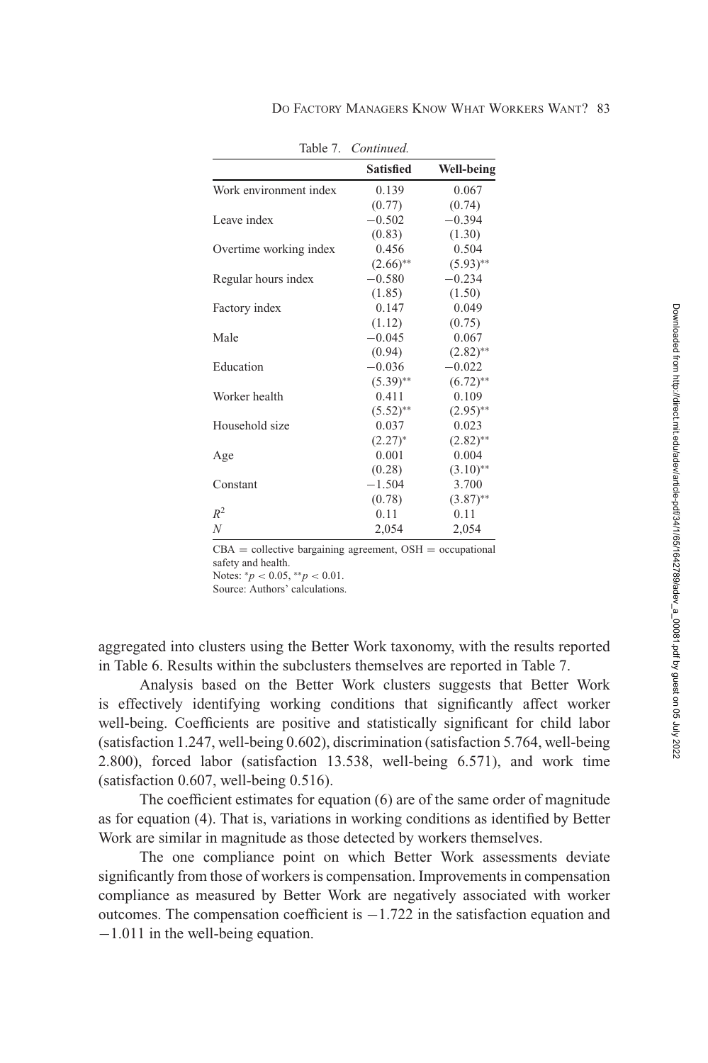Table 7. *Continued.*

| | Satisfied | Well-being |
|---|---|---|
| Work environment index | 0.139 | 0.067 |
| | (0.77) | (0.74) |
| Leave index | −0.502 | −0.394 |
| | (0.83) | (1.30) |
| Overtime working index | 0.456 | 0.504 |
| | (2.66)** | (5.93)** |
| Regular hours index | −0.580 | −0.234 |
| | (1.85) | (1.50) |
| Factory index | 0.147 | 0.049 |
| | (1.12) | (0.75) |
| Male | −0.045 | 0.067 |
| | (0.94) | (2.82)** |
| Education | −0.036 | −0.022 |
| | (5.39)** | (6.72)** |
| Worker health | 0.411 | 0.109 |
| | (5.52)** | (2.95)** |
| Household size | 0.037 | 0.023 |
| | (2.27)* | (2.82)** |
| Age | 0.001 | 0.004 |
| | (0.28) | (3.10)** |
| Constant | −1.504 | 3.700 |
| | (0.78) | (3.87)** |
| $R^2$ | 0.11 | 0.11 |
| $N$ | 2,054 | 2,054 |

CBA = collective bargaining agreement, OSH = occupational safety and health.
Notes: $^{*}p < 0.05$, $^{**}p < 0.01$.
Source: Authors' calculations.

aggregated into clusters using the Better Work taxonomy, with the results reported in Table 6. Results within the subclusters themselves are reported in Table 7.

Analysis based on the Better Work clusters suggests that Better Work is effectively identifying working conditions that significantly affect worker well-being. Coefficients are positive and statistically significant for child labor (satisfaction 1.247, well-being 0.602), discrimination (satisfaction 5.764, well-being 2.800), forced labor (satisfaction 13.538, well-being 6.571), and work time (satisfaction 0.607, well-being 0.516).

The coefficient estimates for equation (6) are of the same order of magnitude as for equation (4). That is, variations in working conditions as identified by Better Work are similar in magnitude as those detected by workers themselves.

The one compliance point on which Better Work assessments deviate significantly from those of workers is compensation. Improvements in compensation compliance as measured by Better Work are negatively associated with worker outcomes. The compensation coefficient is −1.722 in the satisfaction equation and −1.011 in the well-being equation.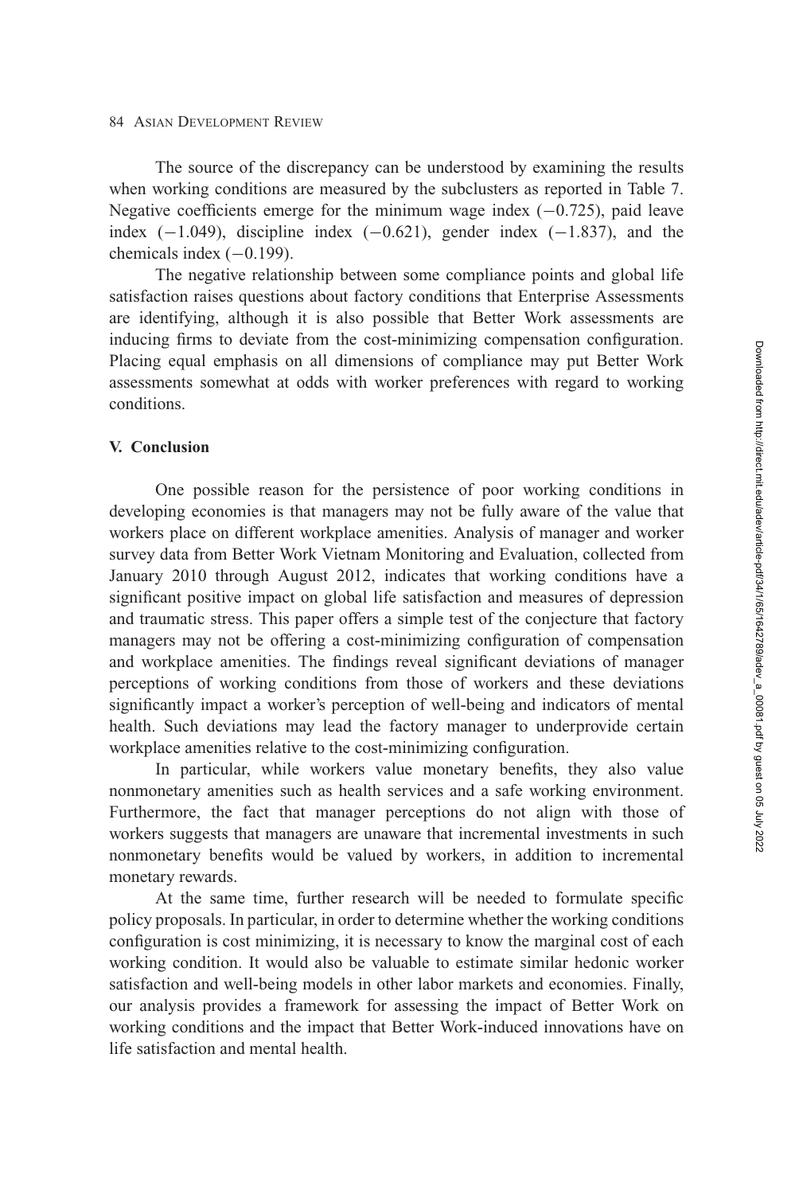The source of the discrepancy can be understood by examining the results when working conditions are measured by the subclusters as reported in Table 7. Negative coefficients emerge for the minimum wage index (−0.725), paid leave index (−1.049), discipline index (−0.621), gender index (−1.837), and the chemicals index (−0.199).

The negative relationship between some compliance points and global life satisfaction raises questions about factory conditions that Enterprise Assessments are identifying, although it is also possible that Better Work assessments are inducing firms to deviate from the cost-minimizing compensation configuration. Placing equal emphasis on all dimensions of compliance may put Better Work assessments somewhat at odds with worker preferences with regard to working conditions.

## V. Conclusion

One possible reason for the persistence of poor working conditions in developing economies is that managers may not be fully aware of the value that workers place on different workplace amenities. Analysis of manager and worker survey data from Better Work Vietnam Monitoring and Evaluation, collected from January 2010 through August 2012, indicates that working conditions have a significant positive impact on global life satisfaction and measures of depression and traumatic stress. This paper offers a simple test of the conjecture that factory managers may not be offering a cost-minimizing configuration of compensation and workplace amenities. The findings reveal significant deviations of manager perceptions of working conditions from those of workers and these deviations significantly impact a worker's perception of well-being and indicators of mental health. Such deviations may lead the factory manager to underprovide certain workplace amenities relative to the cost-minimizing configuration.

In particular, while workers value monetary benefits, they also value nonmonetary amenities such as health services and a safe working environment. Furthermore, the fact that manager perceptions do not align with those of workers suggests that managers are unaware that incremental investments in such nonmonetary benefits would be valued by workers, in addition to incremental monetary rewards.

At the same time, further research will be needed to formulate specific policy proposals. In particular, in order to determine whether the working conditions configuration is cost minimizing, it is necessary to know the marginal cost of each working condition. It would also be valuable to estimate similar hedonic worker satisfaction and well-being models in other labor markets and economies. Finally, our analysis provides a framework for assessing the impact of Better Work on working conditions and the impact that Better Work-induced innovations have on life satisfaction and mental health.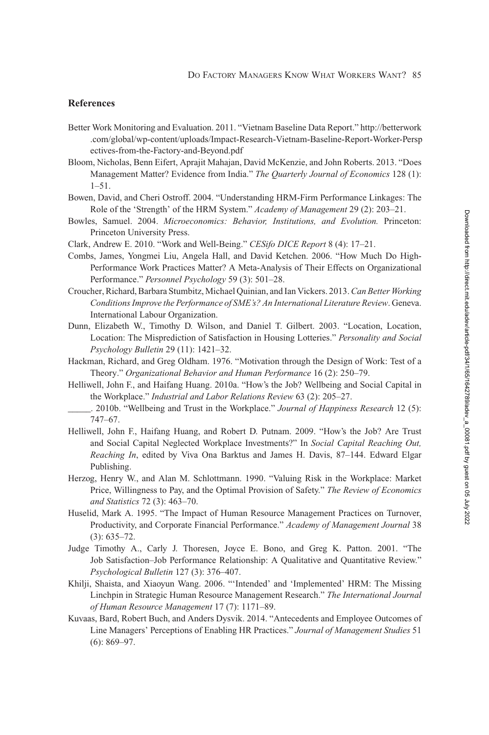## References

Better Work Monitoring and Evaluation. 2011. "Vietnam Baseline Data Report." http://betterwork.com/global/wp-content/uploads/Impact-Research-Vietnam-Baseline-Report-Worker-Perspectives-from-the-Factory-and-Beyond.pdf

Bloom, Nicholas, Benn Eifert, Aprajit Mahajan, David McKenzie, and John Roberts. 2013. "Does Management Matter? Evidence from India." *The Quarterly Journal of Economics* 128 (1): 1–51.

Bowen, David, and Cheri Ostroff. 2004. "Understanding HRM-Firm Performance Linkages: The Role of the 'Strength' of the HRM System." *Academy of Management* 29 (2): 203–21.

Bowles, Samuel. 2004. *Microeconomics: Behavior, Institutions, and Evolution.* Princeton: Princeton University Press.

Clark, Andrew E. 2010. "Work and Well-Being." *CESifo DICE Report* 8 (4): 17–21.

Combs, James, Yongmei Liu, Angela Hall, and David Ketchen. 2006. "How Much Do High-Performance Work Practices Matter? A Meta-Analysis of Their Effects on Organizational Performance." *Personnel Psychology* 59 (3): 501–28.

Croucher, Richard, Barbara Stumbitz, Michael Quinian, and Ian Vickers. 2013. *Can Better Working Conditions Improve the Performance of SME's? An International Literature Review*. Geneva. International Labour Organization.

Dunn, Elizabeth W., Timothy D. Wilson, and Daniel T. Gilbert. 2003. "Location, Location, Location: The Misprediction of Satisfaction in Housing Lotteries." *Personality and Social Psychology Bulletin* 29 (11): 1421–32.

Hackman, Richard, and Greg Oldham. 1976. "Motivation through the Design of Work: Test of a Theory." *Organizational Behavior and Human Performance* 16 (2): 250–79.

Helliwell, John F., and Haifang Huang. 2010a. "How's the Job? Wellbeing and Social Capital in the Workplace." *Industrial and Labor Relations Review* 63 (2): 205–27.

_____. 2010b. "Wellbeing and Trust in the Workplace." *Journal of Happiness Research* 12 (5): 747–67.

Helliwell, John F., Haifang Huang, and Robert D. Putnam. 2009. "How's the Job? Are Trust and Social Capital Neglected Workplace Investments?" In *Social Capital Reaching Out, Reaching In*, edited by Viva Ona Barktus and James H. Davis, 87–144. Edward Elgar Publishing.

Herzog, Henry W., and Alan M. Schlottmann. 1990. "Valuing Risk in the Workplace: Market Price, Willingness to Pay, and the Optimal Provision of Safety." *The Review of Economics and Statistics* 72 (3): 463–70.

Huselid, Mark A. 1995. "The Impact of Human Resource Management Practices on Turnover, Productivity, and Corporate Financial Performance." *Academy of Management Journal* 38 (3): 635–72.

Judge Timothy A., Carly J. Thoresen, Joyce E. Bono, and Greg K. Patton. 2001. "The Job Satisfaction–Job Performance Relationship: A Qualitative and Quantitative Review." *Psychological Bulletin* 127 (3): 376–407.

Khilji, Shaista, and Xiaoyun Wang. 2006. "'Intended' and 'Implemented' HRM: The Missing Linchpin in Strategic Human Resource Management Research." *The International Journal of Human Resource Management* 17 (7): 1171–89.

Kuvaas, Bard, Robert Buch, and Anders Dysvik. 2014. "Antecedents and Employee Outcomes of Line Managers' Perceptions of Enabling HR Practices." *Journal of Management Studies* 51 (6): 869–97.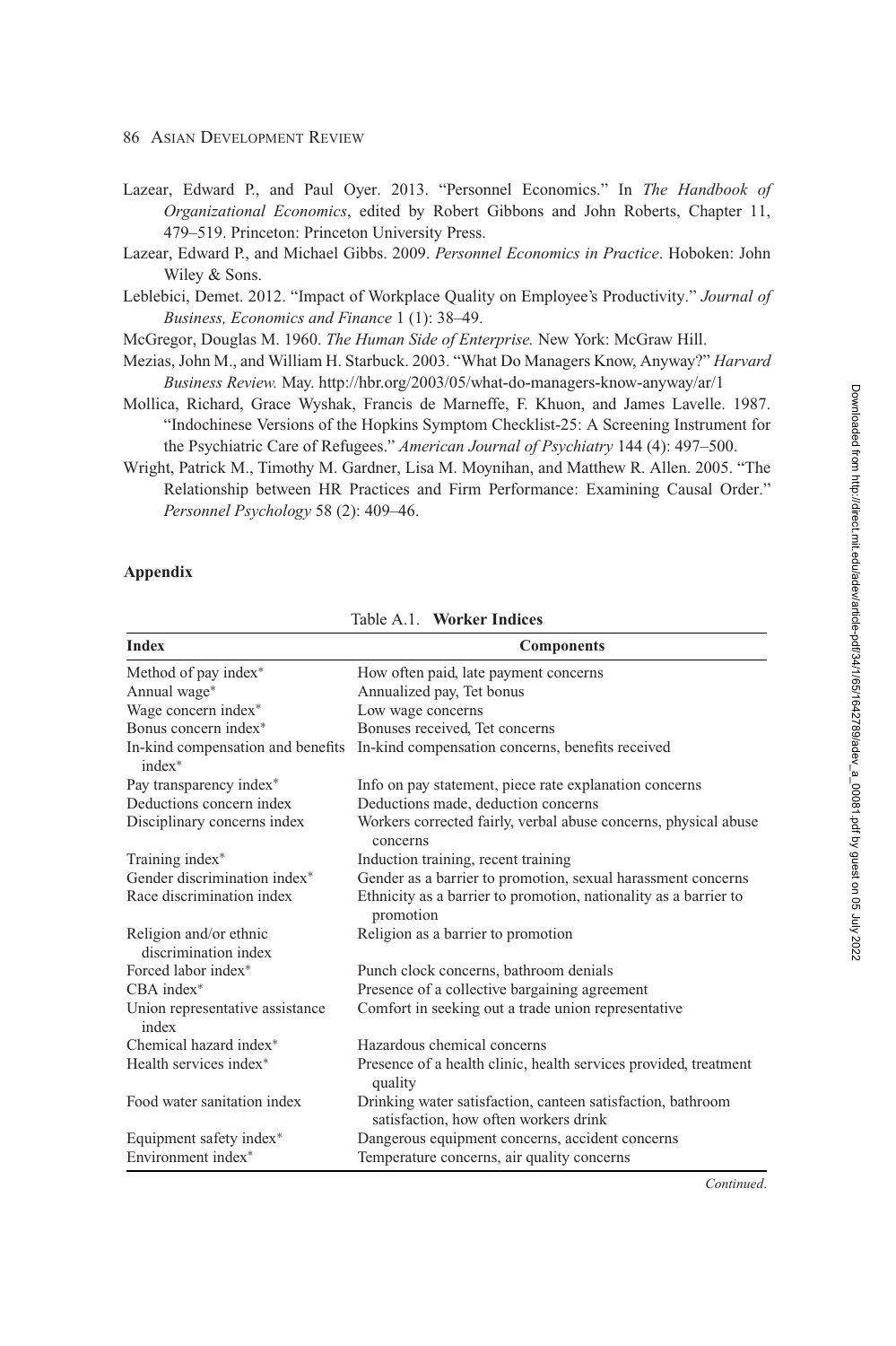Lazear, Edward P., and Paul Oyer. 2013. "Personnel Economics." In *The Handbook of Organizational Economics*, edited by Robert Gibbons and John Roberts, Chapter 11, 479–519. Princeton: Princeton University Press.

Lazear, Edward P., and Michael Gibbs. 2009. *Personnel Economics in Practice*. Hoboken: John Wiley & Sons.

Leblebici, Demet. 2012. "Impact of Workplace Quality on Employee's Productivity." *Journal of Business, Economics and Finance* 1 (1): 38–49.

McGregor, Douglas M. 1960. *The Human Side of Enterprise.* New York: McGraw Hill.

Mezias, John M., and William H. Starbuck. 2003. "What Do Managers Know, Anyway?" *Harvard Business Review.* May. http://hbr.org/2003/05/what-do-managers-know-anyway/ar/1

Mollica, Richard, Grace Wyshak, Francis de Marneffe, F. Khuon, and James Lavelle. 1987. "Indochinese Versions of the Hopkins Symptom Checklist-25: A Screening Instrument for the Psychiatric Care of Refugees." *American Journal of Psychiatry* 144 (4): 497–500.

Wright, Patrick M., Timothy M. Gardner, Lisa M. Moynihan, and Matthew R. Allen. 2005. "The Relationship between HR Practices and Firm Performance: Examining Causal Order." *Personnel Psychology* 58 (2): 409–46.

## Appendix

Table A.1. **Worker Indices**

| Index | Components |
|---|---|
| Method of pay index* | How often paid, late payment concerns |
| Annual wage* | Annualized pay, Tet bonus |
| Wage concern index* | Low wage concerns |
| Bonus concern index* | Bonuses received, Tet concerns |
| In-kind compensation and benefits index* | In-kind compensation concerns, benefits received |
| Pay transparency index* | Info on pay statement, piece rate explanation concerns |
| Deductions concern index | Deductions made, deduction concerns |
| Disciplinary concerns index | Workers corrected fairly, verbal abuse concerns, physical abuse concerns |
| Training index* | Induction training, recent training |
| Gender discrimination index* | Gender as a barrier to promotion, sexual harassment concerns |
| Race discrimination index | Ethnicity as a barrier to promotion, nationality as a barrier to promotion |
| Religion and/or ethnic discrimination index | Religion as a barrier to promotion |
| Forced labor index* | Punch clock concerns, bathroom denials |
| CBA index* | Presence of a collective bargaining agreement |
| Union representative assistance index | Comfort in seeking out a trade union representative |
| Chemical hazard index* | Hazardous chemical concerns |
| Health services index* | Presence of a health clinic, health services provided, treatment quality |
| Food water sanitation index | Drinking water satisfaction, canteen satisfaction, bathroom satisfaction, how often workers drink |
| Equipment safety index* | Dangerous equipment concerns, accident concerns |
| Environment index* | Temperature concerns, air quality concerns |

*Continued.*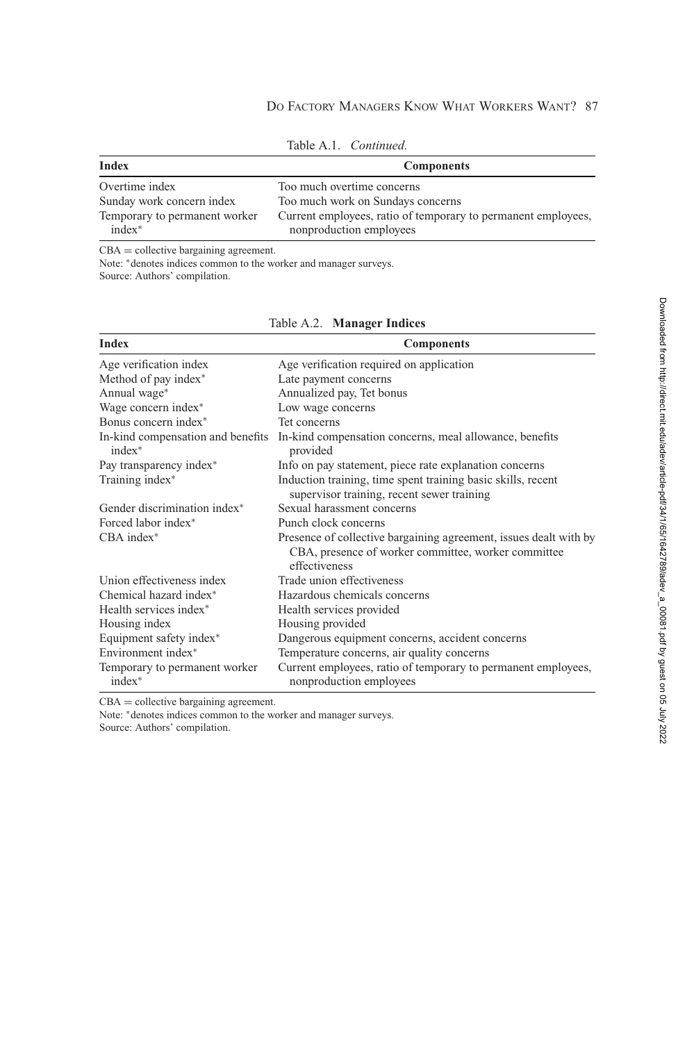Table A.1. *Continued.*

| Index | Components |
|---|---|
| Overtime index | Too much overtime concerns |
| Sunday work concern index | Too much work on Sundays concerns |
| Temporary to permanent worker index* | Current employees, ratio of temporary to permanent employees, nonproduction employees |

CBA = collective bargaining agreement.

Note: *denotes indices common to the worker and manager surveys.

Source: Authors' compilation.

Table A.2. **Manager Indices**

| Index | Components |
|---|---|
| Age verification index | Age verification required on application |
| Method of pay index* | Late payment concerns |
| Annual wage* | Annualized pay, Tet bonus |
| Wage concern index* | Low wage concerns |
| Bonus concern index* | Tet concerns |
| In-kind compensation and benefits index* | In-kind compensation concerns, meal allowance, benefits provided |
| Pay transparency index* | Info on pay statement, piece rate explanation concerns |
| Training index* | Induction training, time spent training basic skills, recent supervisor training, recent sewer training |
| Gender discrimination index* | Sexual harassment concerns |
| Forced labor index* | Punch clock concerns |
| CBA index* | Presence of collective bargaining agreement, issues dealt with by CBA, presence of worker committee, worker committee effectiveness |
| Union effectiveness index | Trade union effectiveness |
| Chemical hazard index* | Hazardous chemicals concerns |
| Health services index* | Health services provided |
| Housing index | Housing provided |
| Equipment safety index* | Dangerous equipment concerns, accident concerns |
| Environment index* | Temperature concerns, air quality concerns |
| Temporary to permanent worker index* | Current employees, ratio of temporary to permanent employees, nonproduction employees |

CBA = collective bargaining agreement.

Note: *denotes indices common to the worker and manager surveys.

Source: Authors' compilation.